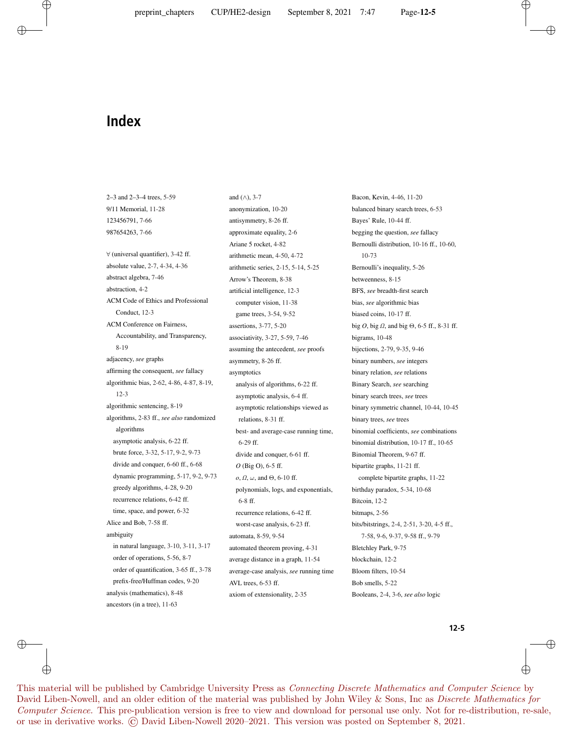# Index

2–3 and 2–3–4 trees, 5-59
9/11 Memorial, 11-28
123456791, 7-66
987654263, 7-66

∀ (universal quantifier), 3-42 ff.
absolute value, 2-7, 4-34, 4-36
abstract algebra, 7-46
abstraction, 4-2
ACM Code of Ethics and Professional Conduct, 12-3
ACM Conference on Fairness, Accountability, and Transparency, 8-19
adjacency, *see* graphs
affirming the consequent, *see* fallacy
algorithmic bias, 2-62, 4-86, 4-87, 8-19, 12-3
algorithmic sentencing, 8-19
algorithms, 2-83 ff., *see also* randomized algorithms
- asymptotic analysis, 6-22 ff.
- brute force, 3-32, 5-17, 9-2, 9-73
- divide and conquer, 6-60 ff., 6-68
- dynamic programming, 5-17, 9-2, 9-73
- greedy algorithms, 4-28, 9-20
- recurrence relations, 6-42 ff.
- time, space, and power, 6-32

Alice and Bob, 7-58 ff.
ambiguity
- in natural language, 3-10, 3-11, 3-17
- order of operations, 5-56, 8-7
- order of quantification, 3-65 ff., 3-78
- prefix-free/Huffman codes, 9-20

analysis (mathematics), 8-48
ancestors (in a tree), 11-63
and (∧), 3-7
anonymization, 10-20
antisymmetry, 8-26 ff.
approximate equality, 2-6
Ariane 5 rocket, 4-82
arithmetic mean, 4-50, 4-72
arithmetic series, 2-15, 5-14, 5-25
Arrow's Theorem, 8-38
artificial intelligence, 12-3
- computer vision, 11-38
- game trees, 3-54, 9-52

assertions, 3-77, 5-20
associativity, 3-27, 5-59, 7-46
assuming the antecedent, *see* proofs
asymmetry, 8-26 ff.
asymptotics
- analysis of algorithms, 6-22 ff.
- asymptotic analysis, 6-4 ff.
- asymptotic relationships viewed as relations, 8-31 ff.
- best- and average-case running time, 6-29 ff.
- divide and conquer, 6-61 ff.
- $O$ (Big O), 6-5 ff.
- $o$, $\Omega$, $\omega$, and $\Theta$, 6-10 ff.
- polynomials, logs, and exponentials, 6-8 ff.
- recurrence relations, 6-42 ff.
- worst-case analysis, 6-23 ff.

automata, 8-59, 9-54
automated theorem proving, 4-31
average distance in a graph, 11-54
average-case analysis, *see* running time
AVL trees, 6-53 ff.
axiom of extensionality, 2-35
Bacon, Kevin, 4-46, 11-20
balanced binary search trees, 6-53
Bayes' Rule, 10-44 ff.
begging the question, *see* fallacy
Bernoulli distribution, 10-16 ff., 10-60, 10-73
Bernoulli's inequality, 5-26
betweenness, 8-15
BFS, *see* breadth-first search
bias, *see* algorithmic bias
biased coins, 10-17 ff.
big $O$, big $\Omega$, and big $\Theta$, 6-5 ff., 8-31 ff.
bigrams, 10-48
bijections, 2-79, 9-35, 9-46
binary numbers, *see* integers
binary relation, *see* relations
Binary Search, *see* searching
binary search trees, *see* trees
binary symmetric channel, 10-44, 10-45
binary trees, *see* trees
binomial coefficients, *see* combinations
binomial distribution, 10-17 ff., 10-65
Binomial Theorem, 9-67 ff.
bipartite graphs, 11-21 ff.
- complete bipartite graphs, 11-22

birthday paradox, 5-34, 10-68
Bitcoin, 12-2
bitmaps, 2-56
bits/bitstrings, 2-4, 2-51, 3-20, 4-5 ff., 7-58, 9-6, 9-37, 9-58 ff., 9-79
Bletchley Park, 9-75
blockchain, 12-2
Bloom filters, 10-54
Bob smells, 5-22
Booleans, 2-4, 3-6, *see also* logic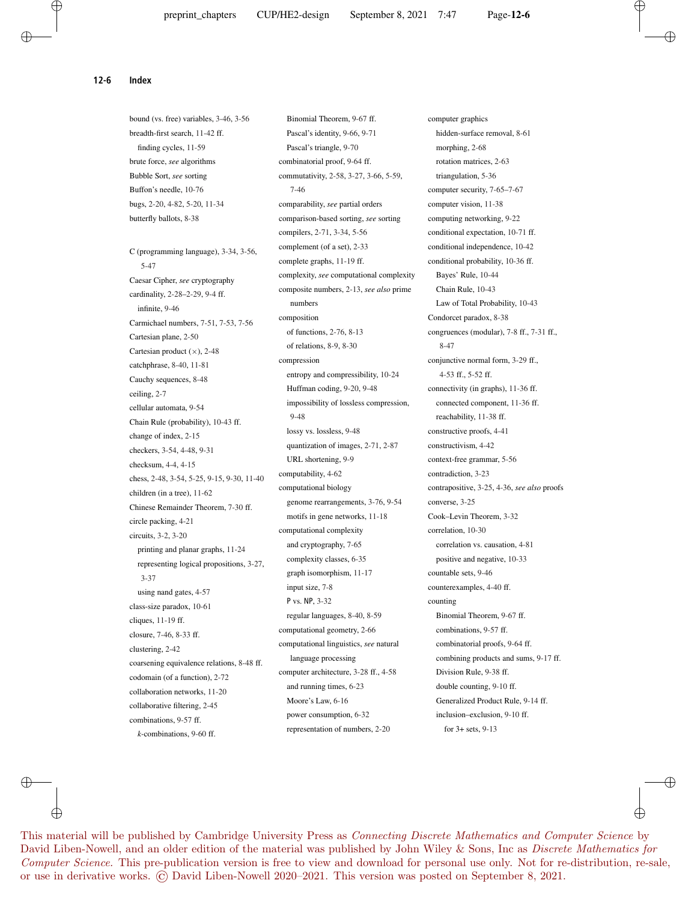bound (vs. free) variables, 3-46, 3-56
breadth-first search, 11-42 ff.
  finding cycles, 11-59
brute force, *see* algorithms
Bubble Sort, *see* sorting
Buffon's needle, 10-76
bugs, 2-20, 4-82, 5-20, 11-34
butterfly ballots, 8-38

C (programming language), 3-34, 3-56, 5-47
Caesar Cipher, *see* cryptography
cardinality, 2-28–2-29, 9-4 ff.
  infinite, 9-46
Carmichael numbers, 7-51, 7-53, 7-56
Cartesian plane, 2-50
Cartesian product (×), 2-48
catchphrase, 8-40, 11-81
Cauchy sequences, 8-48
ceiling, 2-7
cellular automata, 9-54
Chain Rule (probability), 10-43 ff.
change of index, 2-15
checkers, 3-54, 4-48, 9-31
checksum, 4-4, 4-15
chess, 2-48, 3-54, 5-25, 9-15, 9-30, 11-40
children (in a tree), 11-62
Chinese Remainder Theorem, 7-30 ff.
circle packing, 4-21
circuits, 3-2, 3-20
  printing and planar graphs, 11-24
  representing logical propositions, 3-27, 3-37
  using nand gates, 4-57
class-size paradox, 10-61
cliques, 11-19 ff.
closure, 7-46, 8-33 ff.
clustering, 2-42
coarsening equivalence relations, 8-48 ff.
codomain (of a function), 2-72
collaboration networks, 11-20
collaborative filtering, 2-45
combinations, 9-57 ff.
  $k$-combinations, 9-60 ff.
  Binomial Theorem, 9-67 ff.
  Pascal's identity, 9-66, 9-71
  Pascal's triangle, 9-70
combinatorial proof, 9-64 ff.
commutativity, 2-58, 3-27, 3-66, 5-59, 7-46
comparability, *see* partial orders
comparison-based sorting, *see* sorting
compilers, 2-71, 3-34, 5-56
complement (of a set), 2-33
complete graphs, 11-19 ff.
complexity, *see* computational complexity
composite numbers, 2-13, *see also* prime numbers
composition
  of functions, 2-76, 8-13
  of relations, 8-9, 8-30
compression
  entropy and compressibility, 10-24
  Huffman coding, 9-20, 9-48
  impossibility of lossless compression, 9-48
  lossy vs. lossless, 9-48
  quantization of images, 2-71, 2-87
  URL shortening, 9-9
computability, 4-62
computational biology
  genome rearrangements, 3-76, 9-54
  motifs in gene networks, 11-18
computational complexity
  and cryptography, 7-65
  complexity classes, 6-35
  graph isomorphism, 11-17
  input size, 7-8
  P vs. NP, 3-32
  regular languages, 8-40, 8-59
computational geometry, 2-66
computational linguistics, *see* natural language processing
computer architecture, 3-28 ff., 4-58
  and running times, 6-23
  Moore's Law, 6-16
  power consumption, 6-32
  representation of numbers, 2-20
computer graphics
  hidden-surface removal, 8-61
  morphing, 2-68
  rotation matrices, 2-63
  triangulation, 5-36
computer security, 7-65–7-67
computer vision, 11-38
computing networking, 9-22
conditional expectation, 10-71 ff.
conditional independence, 10-42
conditional probability, 10-36 ff.
  Bayes' Rule, 10-44
  Chain Rule, 10-43
  Law of Total Probability, 10-43
Condorcet paradox, 8-38
congruences (modular), 7-8 ff., 7-31 ff., 8-47
conjunctive normal form, 3-29 ff., 4-53 ff., 5-52 ff.
connectivity (in graphs), 11-36 ff.
  connected component, 11-36 ff.
  reachability, 11-38 ff.
constructive proofs, 4-41
constructivism, 4-42
context-free grammar, 5-56
contradiction, 3-23
contrapositive, 3-25, 4-36, *see also* proofs
converse, 3-25
Cook–Levin Theorem, 3-32
correlation, 10-30
  correlation vs. causation, 4-81
  positive and negative, 10-33
countable sets, 9-46
counterexamples, 4-40 ff.
counting
  Binomial Theorem, 9-67 ff.
  combinations, 9-57 ff.
  combinatorial proofs, 9-64 ff.
  combining products and sums, 9-17 ff.
  Division Rule, 9-38 ff.
  double counting, 9-10 ff.
  Generalized Product Rule, 9-14 ff.
  inclusion–exclusion, 9-10 ff.
    for 3+ sets, 9-13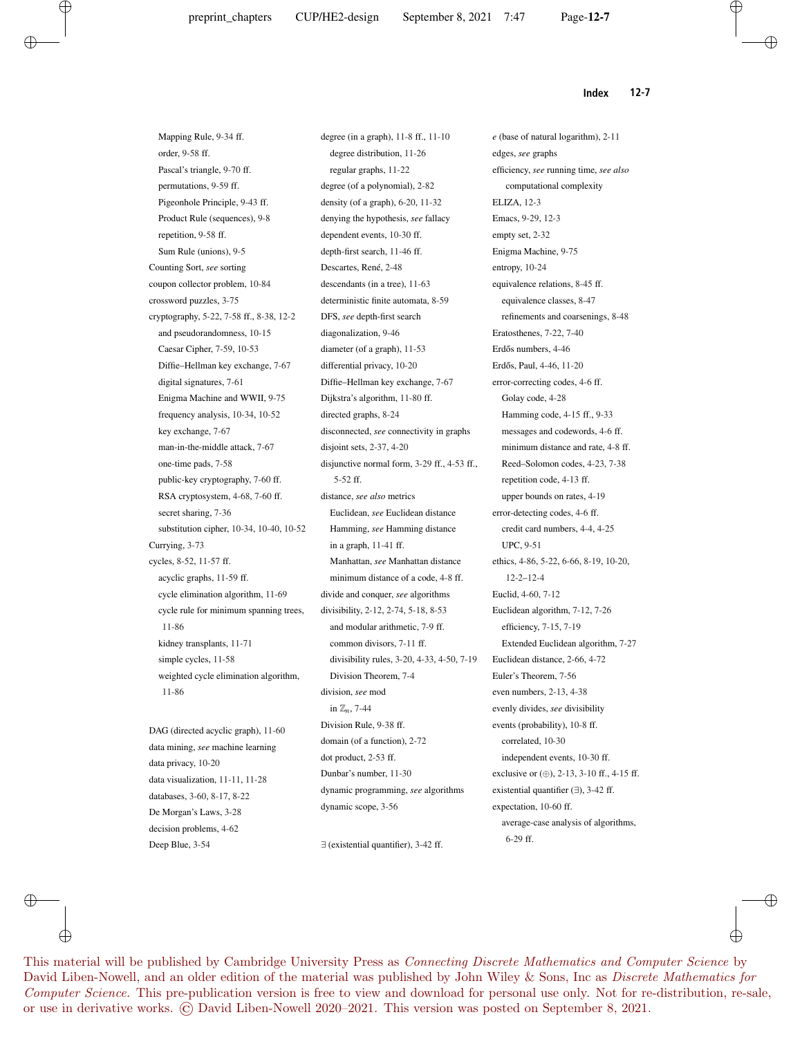Mapping Rule, 9-34 ff.
order, 9-58 ff.
Pascal's triangle, 9-70 ff.
permutations, 9-59 ff.
Pigeonhole Principle, 9-43 ff.
Product Rule (sequences), 9-8
repetition, 9-58 ff.
Sum Rule (unions), 9-5

Counting Sort, *see* sorting
coupon collector problem, 10-84
crossword puzzles, 3-75
cryptography, 5-22, 7-58 ff., 8-38, 12-2
- and pseudorandomness, 10-15
- Caesar Cipher, 7-59, 10-53
- Diffie–Hellman key exchange, 7-67
- digital signatures, 7-61
- Enigma Machine and WWII, 9-75
- frequency analysis, 10-34, 10-52
- key exchange, 7-67
- man-in-the-middle attack, 7-67
- one-time pads, 7-58
- public-key cryptography, 7-60 ff.
- RSA cryptosystem, 4-68, 7-60 ff.
- secret sharing, 7-36
- substitution cipher, 10-34, 10-40, 10-52

Currying, 3-73
cycles, 8-52, 11-57 ff.
- acyclic graphs, 11-59 ff.
- cycle elimination algorithm, 11-69
- cycle rule for minimum spanning trees, 11-86
- kidney transplants, 11-71
- simple cycles, 11-58
- weighted cycle elimination algorithm, 11-86

DAG (directed acyclic graph), 11-60
data mining, *see* machine learning
data privacy, 10-20
data visualization, 11-11, 11-28
databases, 3-60, 8-17, 8-22
De Morgan's Laws, 3-28
decision problems, 4-62
Deep Blue, 3-54
degree (in a graph), 11-8 ff., 11-10
- degree distribution, 11-26
- regular graphs, 11-22

degree (of a polynomial), 2-82
density (of a graph), 6-20, 11-32
denying the hypothesis, *see* fallacy
dependent events, 10-30 ff.
depth-first search, 11-46 ff.
Descartes, René, 2-48
descendants (in a tree), 11-63
deterministic finite automata, 8-59
DFS, *see* depth-first search
diagonalization, 9-46
diameter (of a graph), 11-53
differential privacy, 10-20
Diffie–Hellman key exchange, 7-67
Dijkstra's algorithm, 11-80 ff.
directed graphs, 8-24
disconnected, *see* connectivity in graphs
disjoint sets, 2-37, 4-20
disjunctive normal form, 3-29 ff., 4-53 ff., 5-52 ff.
distance, *see also* metrics
- Euclidean, *see* Euclidean distance
- Hamming, *see* Hamming distance
- in a graph, 11-41 ff.
- Manhattan, *see* Manhattan distance
- minimum distance of a code, 4-8 ff.

divide and conquer, *see* algorithms
divisibility, 2-12, 2-74, 5-18, 8-53
- and modular arithmetic, 7-9 ff.
- common divisors, 7-11 ff.
- divisibility rules, 3-20, 4-33, 4-50, 7-19
- Division Theorem, 7-4

division, *see* mod
- in $\mathbb{Z}_n$, 7-44

Division Rule, 9-38 ff.
domain (of a function), 2-72
dot product, 2-53 ff.
Dunbar's number, 11-30
dynamic programming, *see* algorithms
dynamic scope, 3-56

∃ (existential quantifier), 3-42 ff.

*e* (base of natural logarithm), 2-11
edges, *see* graphs
efficiency, *see* running time, *see also* computational complexity
ELIZA, 12-3
Emacs, 9-29, 12-3
empty set, 2-32
Enigma Machine, 9-75
entropy, 10-24
equivalence relations, 8-45 ff.
- equivalence classes, 8-47
- refinements and coarsenings, 8-48

Eratosthenes, 7-22, 7-40
Erdős numbers, 4-46
Erdős, Paul, 4-46, 11-20
error-correcting codes, 4-6 ff.
- Golay code, 4-28
- Hamming code, 4-15 ff., 9-33
- messages and codewords, 4-6 ff.
- minimum distance and rate, 4-8 ff.
- Reed–Solomon codes, 4-23, 7-38
- repetition code, 4-13 ff.
- upper bounds on rates, 4-19

error-detecting codes, 4-6 ff.
- credit card numbers, 4-4, 4-25
- UPC, 9-51

ethics, 4-86, 5-22, 6-66, 8-19, 10-20, 12-2–12-4
Euclid, 4-60, 7-12
Euclidean algorithm, 7-12, 7-26
- efficiency, 7-15, 7-19
- Extended Euclidean algorithm, 7-27

Euclidean distance, 2-66, 4-72
Euler's Theorem, 7-56
even numbers, 2-13, 4-38
evenly divides, *see* divisibility
events (probability), 10-8 ff.
- correlated, 10-30
- independent events, 10-30 ff.

exclusive or (⊕), 2-13, 3-10 ff., 4-15 ff.
existential quantifier (∃), 3-42 ff.
expectation, 10-60 ff.
- average-case analysis of algorithms, 6-29 ff.

This material will be published by Cambridge University Press as *Connecting Discrete Mathematics and Computer Science* by David Liben-Nowell, and an older edition of the material was published by John Wiley & Sons, Inc as *Discrete Mathematics for Computer Science*. This pre-publication version is free to view and download for personal use only. Not for re-distribution, re-sale, or use in derivative works. © David Liben-Nowell 2020–2021. This version was posted on September 8, 2021.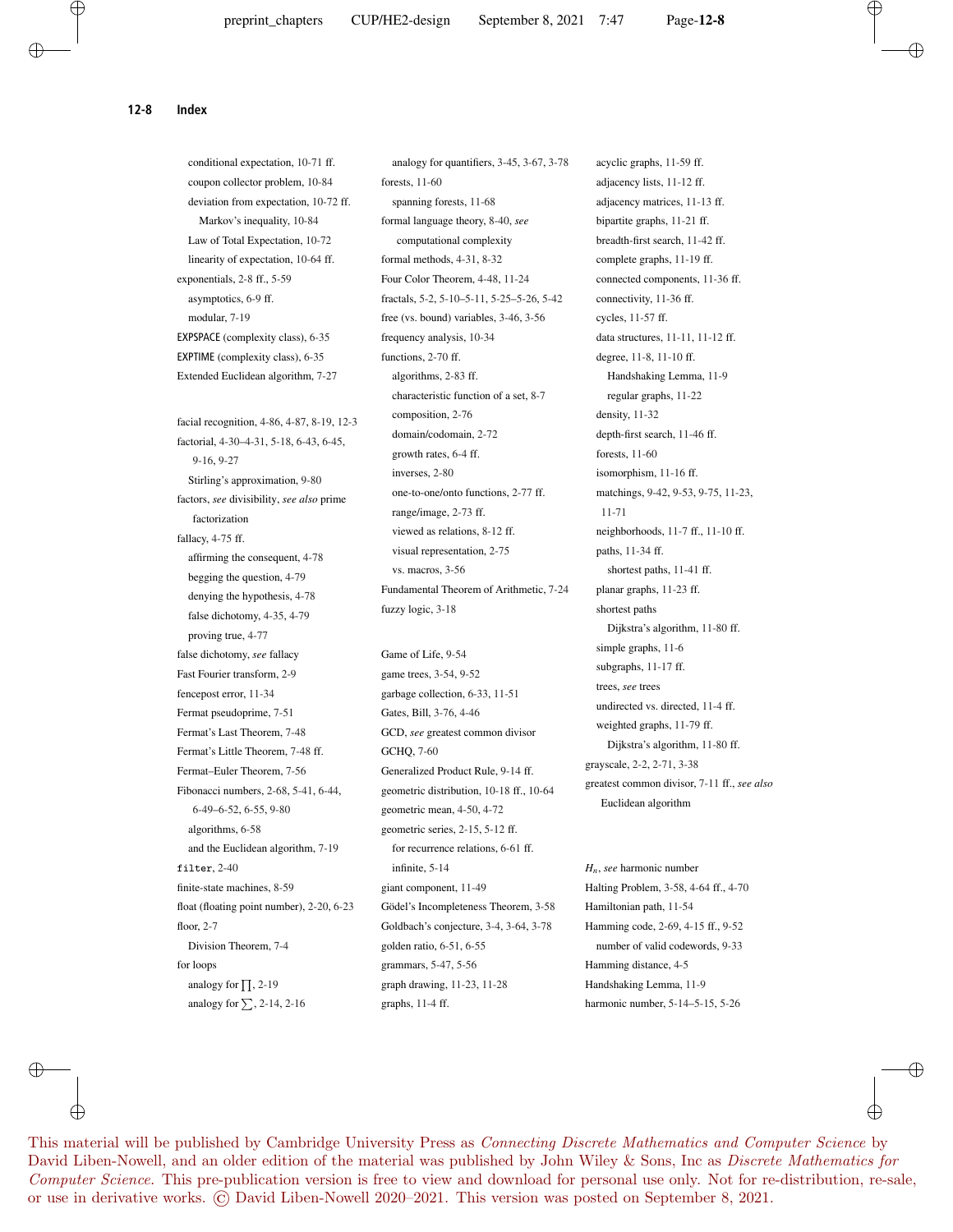conditional expectation, 10-71 ff.
    coupon collector problem, 10-84
    deviation from expectation, 10-72 ff.
        Markov's inequality, 10-84
    Law of Total Expectation, 10-72
    linearity of expectation, 10-64 ff.
exponentials, 2-8 ff., 5-59
    asymptotics, 6-9 ff.
    modular, 7-19
EXPSPACE (complexity class), 6-35
EXPTIME (complexity class), 6-35
Extended Euclidean algorithm, 7-27

facial recognition, 4-86, 4-87, 8-19, 12-3
factorial, 4-30–4-31, 5-18, 6-43, 6-45, 9-16, 9-27
    Stirling's approximation, 9-80
factors, *see* divisibility, *see also* prime factorization
fallacy, 4-75 ff.
    affirming the consequent, 4-78
    begging the question, 4-79
    denying the hypothesis, 4-78
    false dichotomy, 4-35, 4-79
    proving true, 4-77
false dichotomy, *see* fallacy
Fast Fourier transform, 2-9
fencepost error, 11-34
Fermat pseudoprime, 7-51
Fermat's Last Theorem, 7-48
Fermat's Little Theorem, 7-48 ff.
Fermat–Euler Theorem, 7-56
Fibonacci numbers, 2-68, 5-41, 6-44, 6-49–6-52, 6-55, 9-80
    algorithms, 6-58
    and the Euclidean algorithm, 7-19
`filter`, 2-40
finite-state machines, 8-59
float (floating point number), 2-20, 6-23
floor, 2-7
    Division Theorem, 7-4
for loops
    analogy for $\prod$, 2-19
    analogy for $\sum$, 2-14, 2-16
    analogy for quantifiers, 3-45, 3-67, 3-78
forests, 11-60
    spanning forests, 11-68
formal language theory, 8-40, *see* computational complexity
formal methods, 4-31, 8-32
Four Color Theorem, 4-48, 11-24
fractals, 5-2, 5-10–5-11, 5-25–5-26, 5-42
free (vs. bound) variables, 3-46, 3-56
frequency analysis, 10-34
functions, 2-70 ff.
    algorithms, 2-83 ff.
    characteristic function of a set, 8-7
    composition, 2-76
    domain/codomain, 2-72
    growth rates, 6-4 ff.
    inverses, 2-80
    one-to-one/onto functions, 2-77 ff.
    range/image, 2-73 ff.
    viewed as relations, 8-12 ff.
    visual representation, 2-75
    vs. macros, 3-56
Fundamental Theorem of Arithmetic, 7-24
fuzzy logic, 3-18

Game of Life, 9-54
game trees, 3-54, 9-52
garbage collection, 6-33, 11-51
Gates, Bill, 3-76, 4-46
GCD, *see* greatest common divisor
GCHQ, 7-60
Generalized Product Rule, 9-14 ff.
geometric distribution, 10-18 ff., 10-64
geometric mean, 4-50, 4-72
geometric series, 2-15, 5-12 ff.
    for recurrence relations, 6-61 ff.
    infinite, 5-14
giant component, 11-49
Gödel's Incompleteness Theorem, 3-58
Goldbach's conjecture, 3-4, 3-64, 3-78
golden ratio, 6-51, 6-55
grammars, 5-47, 5-56
graph drawing, 11-23, 11-28
graphs, 11-4 ff.
    acyclic graphs, 11-59 ff.
    adjacency lists, 11-12 ff.
    adjacency matrices, 11-13 ff.
    bipartite graphs, 11-21 ff.
    breadth-first search, 11-42 ff.
    complete graphs, 11-19 ff.
    connected components, 11-36 ff.
    connectivity, 11-36 ff.
    cycles, 11-57 ff.
    data structures, 11-11, 11-12 ff.
    degree, 11-8, 11-10 ff.
        Handshaking Lemma, 11-9
        regular graphs, 11-22
    density, 11-32
    depth-first search, 11-46 ff.
    forests, 11-60
    isomorphism, 11-16 ff.
    matchings, 9-42, 9-53, 9-75, 11-23, 11-71
    neighborhoods, 11-7 ff., 11-10 ff.
    paths, 11-34 ff.
        shortest paths, 11-41 ff.
    planar graphs, 11-23 ff.
    shortest paths
        Dijkstra's algorithm, 11-80 ff.
    simple graphs, 11-6
    subgraphs, 11-17 ff.
    trees, *see* trees
    undirected vs. directed, 11-4 ff.
    weighted graphs, 11-79 ff.
        Dijkstra's algorithm, 11-80 ff.
grayscale, 2-2, 2-71, 3-38
greatest common divisor, 7-11 ff., *see also* Euclidean algorithm

$H_n$, *see* harmonic number
Halting Problem, 3-58, 4-64 ff., 4-70
Hamiltonian path, 11-54
Hamming code, 2-69, 4-15 ff., 9-52
    number of valid codewords, 9-33
Hamming distance, 4-5
Handshaking Lemma, 11-9
harmonic number, 5-14–5-15, 5-26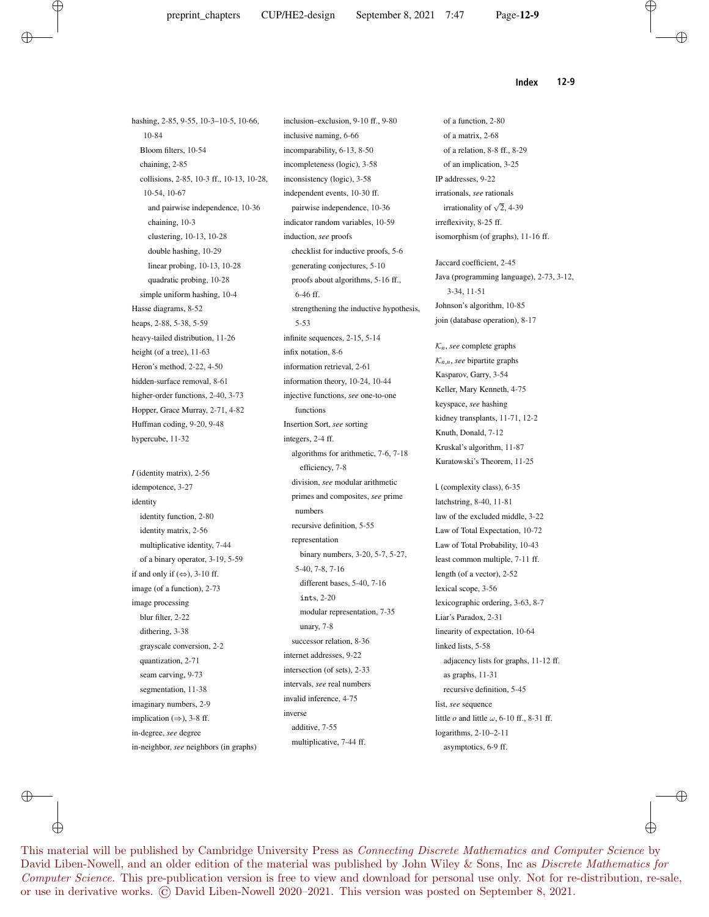hashing, 2-85, 9-55, 10-3–10-5, 10-66, 10-84
- Bloom filters, 10-54
- chaining, 2-85
- collisions, 2-85, 10-3 ff., 10-13, 10-28, 10-54, 10-67
  - and pairwise independence, 10-36
  - chaining, 10-3
  - clustering, 10-13, 10-28
  - double hashing, 10-29
  - linear probing, 10-13, 10-28
  - quadratic probing, 10-28
- simple uniform hashing, 10-4

Hasse diagrams, 8-52
heaps, 2-88, 5-38, 5-59
heavy-tailed distribution, 11-26
height (of a tree), 11-63
Heron's method, 2-22, 4-50
hidden-surface removal, 8-61
higher-order functions, 2-40, 3-73
Hopper, Grace Murray, 2-71, 4-82
Huffman coding, 9-20, 9-48
hypercube, 11-32

*I* (identity matrix), 2-56
idempotence, 3-27
identity
- identity function, 2-80
- identity matrix, 2-56
- multiplicative identity, 7-44
- of a binary operator, 3-19, 5-59

if and only if ($\Leftrightarrow$), 3-10 ff.
image (of a function), 2-73
image processing
- blur filter, 2-22
- dithering, 3-38
- grayscale conversion, 2-2
- quantization, 2-71
- seam carving, 9-73
- segmentation, 11-38

imaginary numbers, 2-9
implication ($\Rightarrow$), 3-8 ff.
in-degree, *see* degree
in-neighbor, *see* neighbors (in graphs)
inclusion–exclusion, 9-10 ff., 9-80
inclusive naming, 6-66
incomparability, 6-13, 8-50
incompleteness (logic), 3-58
inconsistency (logic), 3-58
independent events, 10-30 ff.
- pairwise independence, 10-36

indicator random variables, 10-59
induction, *see* proofs
- checklist for inductive proofs, 5-6
- generating conjectures, 5-10
- proofs about algorithms, 5-16 ff., 6-46 ff.
- strengthening the inductive hypothesis, 5-53

infinite sequences, 2-15, 5-14
infix notation, 8-6
information retrieval, 2-61
information theory, 10-24, 10-44
injective functions, *see* one-to-one functions
Insertion Sort, *see* sorting
integers, 2-4 ff.
- algorithms for arithmetic, 7-6, 7-18
  - efficiency, 7-8
- division, *see* modular arithmetic
- primes and composites, *see* prime numbers
- recursive definition, 5-55
- representation
  - binary numbers, 3-20, 5-7, 5-27, 5-40, 7-8, 7-16
  - different bases, 5-40, 7-16
  - `ints`, 2-20
  - modular representation, 7-35
  - unary, 7-8
- successor relation, 8-36

internet addresses, 9-22
intersection (of sets), 2-33
intervals, *see* real numbers
invalid inference, 4-75
inverse
- additive, 7-55
- multiplicative, 7-44 ff.
- of a function, 2-80
- of a matrix, 2-68
- of a relation, 8-8 ff., 8-29
- of an implication, 3-25

IP addresses, 9-22
irrationals, *see* rationals
- irrationality of $\sqrt{2}$, 4-39

irreflexivity, 8-25 ff.
isomorphism (of graphs), 11-16 ff.

Jaccard coefficient, 2-45
Java (programming language), 2-73, 3-12, 3-34, 11-51
Johnson's algorithm, 10-85
join (database operation), 8-17

$\mathcal{K}_n$, *see* complete graphs
$\mathcal{K}_{n,n}$, *see* bipartite graphs
Kasparov, Garry, 3-54
Keller, Mary Kenneth, 4-75
keyspace, *see* hashing
kidney transplants, 11-71, 12-2
Knuth, Donald, 7-12
Kruskal's algorithm, 11-87
Kuratowski's Theorem, 11-25

L (complexity class), 6-35
latchstring, 8-40, 11-81
law of the excluded middle, 3-22
Law of Total Expectation, 10-72
Law of Total Probability, 10-43
least common multiple, 7-11 ff.
length (of a vector), 2-52
lexical scope, 3-56
lexicographic ordering, 3-63, 8-7
Liar's Paradox, 2-31
linearity of expectation, 10-64
linked lists, 5-58
- adjacency lists for graphs, 11-12 ff.
- as graphs, 11-31
- recursive definition, 5-45

list, *see* sequence
little *o* and little $\omega$, 6-10 ff., 8-31 ff.
logarithms, 2-10–2-11
- asymptotics, 6-9 ff.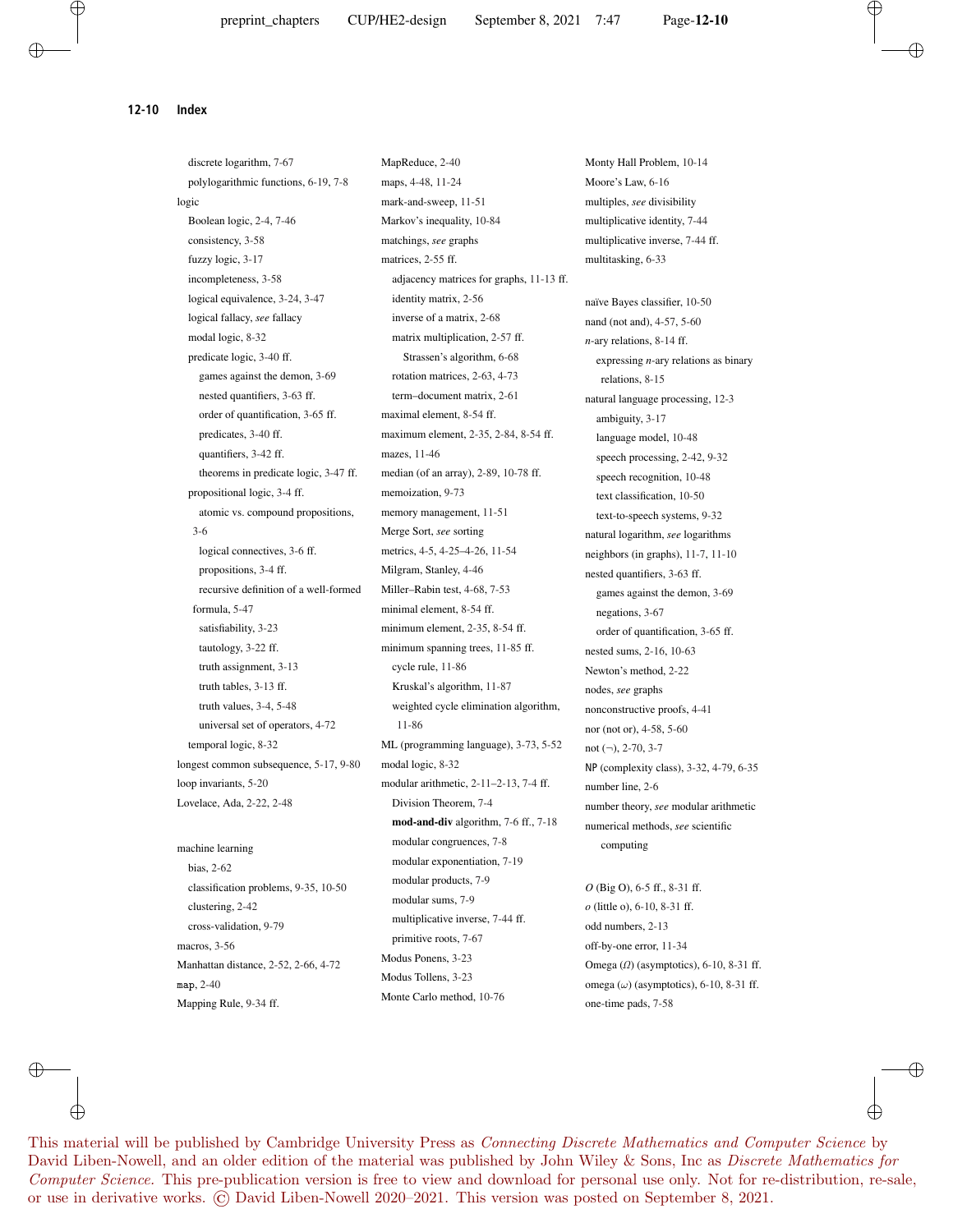discrete logarithm, 7-67
polylogarithmic functions, 6-19, 7-8
logic
Boolean logic, 2-4, 7-46
consistency, 3-58
fuzzy logic, 3-17
incompleteness, 3-58
logical equivalence, 3-24, 3-47
logical fallacy, *see* fallacy
modal logic, 8-32
predicate logic, 3-40 ff.
games against the demon, 3-69
nested quantifiers, 3-63 ff.
order of quantification, 3-65 ff.
predicates, 3-40 ff.
quantifiers, 3-42 ff.
theorems in predicate logic, 3-47 ff.
propositional logic, 3-4 ff.
atomic vs. compound propositions, 3-6
logical connectives, 3-6 ff.
propositions, 3-4 ff.
recursive definition of a well-formed formula, 5-47
satisfiability, 3-23
tautology, 3-22 ff.
truth assignment, 3-13
truth tables, 3-13 ff.
truth values, 3-4, 5-48
universal set of operators, 4-72
temporal logic, 8-32
longest common subsequence, 5-17, 9-80
loop invariants, 5-20
Lovelace, Ada, 2-22, 2-48

machine learning
bias, 2-62
classification problems, 9-35, 10-50
clustering, 2-42
cross-validation, 9-79
macros, 3-56
Manhattan distance, 2-52, 2-66, 4-72
`map`, 2-40
Mapping Rule, 9-34 ff.
MapReduce, 2-40
maps, 4-48, 11-24
mark-and-sweep, 11-51
Markov's inequality, 10-84
matchings, *see* graphs
matrices, 2-55 ff.
adjacency matrices for graphs, 11-13 ff.
identity matrix, 2-56
inverse of a matrix, 2-68
matrix multiplication, 2-57 ff.
Strassen's algorithm, 6-68
rotation matrices, 2-63, 4-73
term–document matrix, 2-61
maximal element, 8-54 ff.
maximum element, 2-35, 2-84, 8-54 ff.
mazes, 11-46
median (of an array), 2-89, 10-78 ff.
memoization, 9-73
memory management, 11-51
Merge Sort, *see* sorting
metrics, 4-5, 4-25–4-26, 11-54
Milgram, Stanley, 4-46
Miller–Rabin test, 4-68, 7-53
minimal element, 8-54 ff.
minimum element, 2-35, 8-54 ff.
minimum spanning trees, 11-85 ff.
cycle rule, 11-86
Kruskal's algorithm, 11-87
weighted cycle elimination algorithm, 11-86
ML (programming language), 3-73, 5-52
modal logic, 8-32
modular arithmetic, 2-11–2-13, 7-4 ff.
Division Theorem, 7-4
**mod-and-div** algorithm, 7-6 ff., 7-18
modular congruences, 7-8
modular exponentiation, 7-19
modular products, 7-9
modular sums, 7-9
multiplicative inverse, 7-44 ff.
primitive roots, 7-67
Modus Ponens, 3-23
Modus Tollens, 3-23
Monte Carlo method, 10-76
Monty Hall Problem, 10-14
Moore's Law, 6-16
multiples, *see* divisibility
multiplicative identity, 7-44
multiplicative inverse, 7-44 ff.
multitasking, 6-33

naïve Bayes classifier, 10-50
nand (not and), 4-57, 5-60
$n$-ary relations, 8-14 ff.
expressing $n$-ary relations as binary relations, 8-15
natural language processing, 12-3
ambiguity, 3-17
language model, 10-48
speech processing, 2-42, 9-32
speech recognition, 10-48
text classification, 10-50
text-to-speech systems, 9-32
natural logarithm, *see* logarithms
neighbors (in graphs), 11-7, 11-10
nested quantifiers, 3-63 ff.
games against the demon, 3-69
negations, 3-67
order of quantification, 3-65 ff.
nested sums, 2-16, 10-63
Newton's method, 2-22
nodes, *see* graphs
nonconstructive proofs, 4-41
nor (not or), 4-58, 5-60
not ($\neg$), 2-70, 3-7
NP (complexity class), 3-32, 4-79, 6-35
number line, 2-6
number theory, *see* modular arithmetic
numerical methods, *see* scientific computing

$O$ (Big O), 6-5 ff., 8-31 ff.
$o$ (little o), 6-10, 8-31 ff.
odd numbers, 2-13
off-by-one error, 11-34
Omega ($\Omega$) (asymptotics), 6-10, 8-31 ff.
omega ($\omega$) (asymptotics), 6-10, 8-31 ff.
one-time pads, 7-58

This material will be published by Cambridge University Press as *Connecting Discrete Mathematics and Computer Science* by David Liben-Nowell, and an older edition of the material was published by John Wiley & Sons, Inc as *Discrete Mathematics for Computer Science*. This pre-publication version is free to view and download for personal use only. Not for re-distribution, re-sale, or use in derivative works. © David Liben-Nowell 2020–2021. This version was posted on September 8, 2021.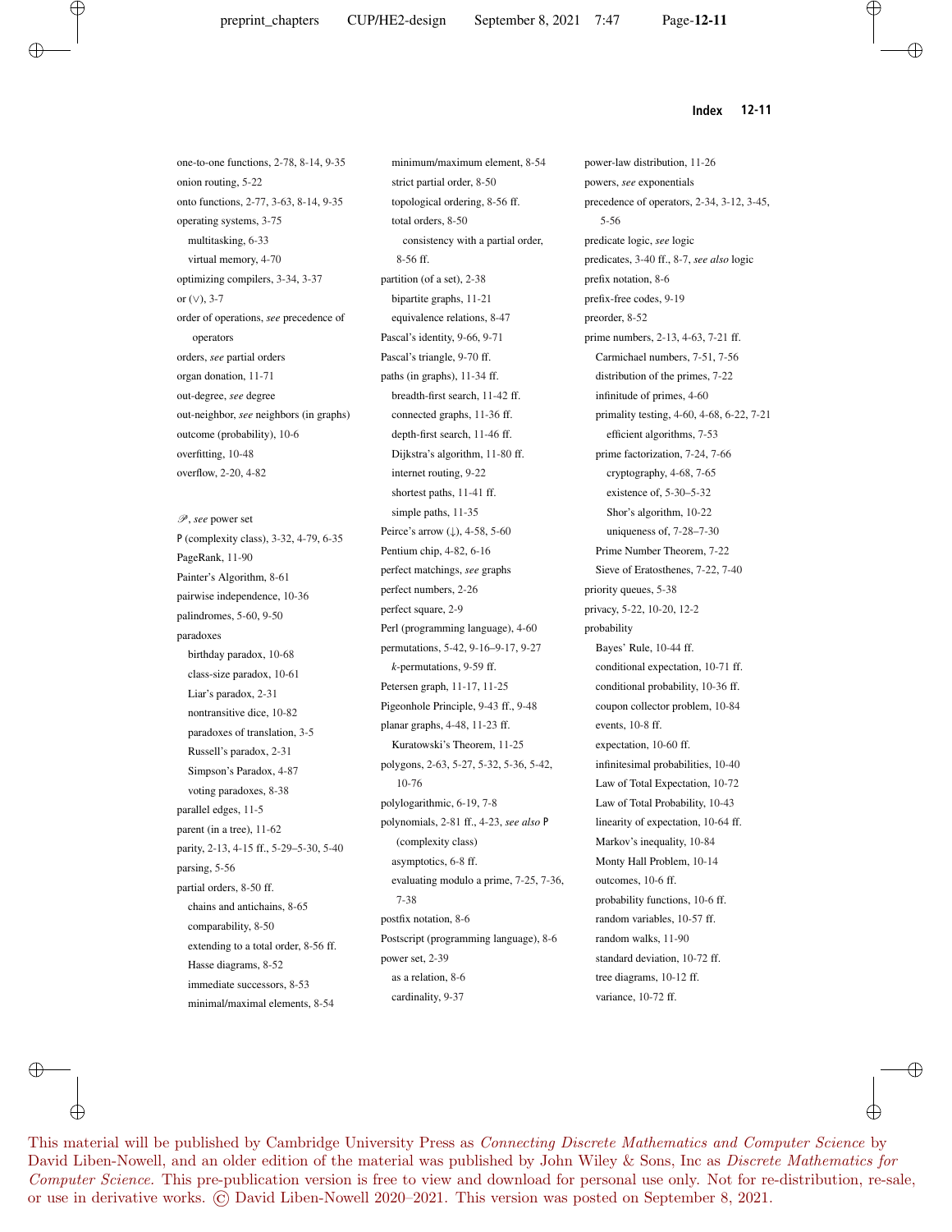one-to-one functions, 2-78, 8-14, 9-35
onion routing, 5-22
onto functions, 2-77, 3-63, 8-14, 9-35
operating systems, 3-75
  multitasking, 6-33
  virtual memory, 4-70
optimizing compilers, 3-34, 3-37
or ($\vee$), 3-7
order of operations, *see* precedence of operators
orders, *see* partial orders
organ donation, 11-71
out-degree, *see* degree
out-neighbor, *see* neighbors (in graphs)
outcome (probability), 10-6
overfitting, 10-48
overflow, 2-20, 4-82

$\mathscr{P}$, *see* power set
P (complexity class), 3-32, 4-79, 6-35
PageRank, 11-90
Painter's Algorithm, 8-61
pairwise independence, 10-36
palindromes, 5-60, 9-50
paradoxes
  birthday paradox, 10-68
  class-size paradox, 10-61
  Liar's paradox, 2-31
  nontransitive dice, 10-82
  paradoxes of translation, 3-5
  Russell's paradox, 2-31
  Simpson's Paradox, 4-87
  voting paradoxes, 8-38
parallel edges, 11-5
parent (in a tree), 11-62
parity, 2-13, 4-15 ff., 5-29–5-30, 5-40
parsing, 5-56
partial orders, 8-50 ff.
  chains and antichains, 8-65
  comparability, 8-50
  extending to a total order, 8-56 ff.
  Hasse diagrams, 8-52
  immediate successors, 8-53
  minimal/maximal elements, 8-54
  minimum/maximum element, 8-54
  strict partial order, 8-50
  topological ordering, 8-56 ff.
  total orders, 8-50
    consistency with a partial order, 8-56 ff.
partition (of a set), 2-38
  bipartite graphs, 11-21
  equivalence relations, 8-47
Pascal's identity, 9-66, 9-71
Pascal's triangle, 9-70 ff.
paths (in graphs), 11-34 ff.
  breadth-first search, 11-42 ff.
  connected graphs, 11-36 ff.
  depth-first search, 11-46 ff.
  Dijkstra's algorithm, 11-80 ff.
  internet routing, 9-22
  shortest paths, 11-41 ff.
  simple paths, 11-35
Peirce's arrow ($\downarrow$), 4-58, 5-60
Pentium chip, 4-82, 6-16
perfect matchings, *see* graphs
perfect numbers, 2-26
perfect square, 2-9
Perl (programming language), 4-60
permutations, 5-42, 9-16–9-17, 9-27
  $k$-permutations, 9-59 ff.
Petersen graph, 11-17, 11-25
Pigeonhole Principle, 9-43 ff., 9-48
planar graphs, 4-48, 11-23 ff.
  Kuratowski's Theorem, 11-25
polygons, 2-63, 5-27, 5-32, 5-36, 5-42, 10-76
polylogarithmic, 6-19, 7-8
polynomials, 2-81 ff., 4-23, *see also* P (complexity class)
  asymptotics, 6-8 ff.
  evaluating modulo a prime, 7-25, 7-36, 7-38
postfix notation, 8-6
Postscript (programming language), 8-6
power set, 2-39
  as a relation, 8-6
  cardinality, 9-37
power-law distribution, 11-26
powers, *see* exponentials
precedence of operators, 2-34, 3-12, 3-45, 5-56
predicate logic, *see* logic
predicates, 3-40 ff., 8-7, *see also* logic
prefix notation, 8-6
prefix-free codes, 9-19
preorder, 8-52
prime numbers, 2-13, 4-63, 7-21 ff.
  Carmichael numbers, 7-51, 7-56
  distribution of the primes, 7-22
  infinitude of primes, 4-60
  primality testing, 4-60, 4-68, 6-22, 7-21
    efficient algorithms, 7-53
  prime factorization, 7-24, 7-66
    cryptography, 4-68, 7-65
    existence of, 5-30–5-32
    Shor's algorithm, 10-22
    uniqueness of, 7-28–7-30
  Prime Number Theorem, 7-22
  Sieve of Eratosthenes, 7-22, 7-40
priority queues, 5-38
privacy, 5-22, 10-20, 12-2
probability
  Bayes' Rule, 10-44 ff.
  conditional expectation, 10-71 ff.
  conditional probability, 10-36 ff.
  coupon collector problem, 10-84
  events, 10-8 ff.
  expectation, 10-60 ff.
  infinitesimal probabilities, 10-40
  Law of Total Expectation, 10-72
  Law of Total Probability, 10-43
  linearity of expectation, 10-64 ff.
  Markov's inequality, 10-84
  Monty Hall Problem, 10-14
  outcomes, 10-6 ff.
  probability functions, 10-6 ff.
  random variables, 10-57 ff.
  random walks, 11-90
  standard deviation, 10-72 ff.
  tree diagrams, 10-12 ff.
  variance, 10-72 ff.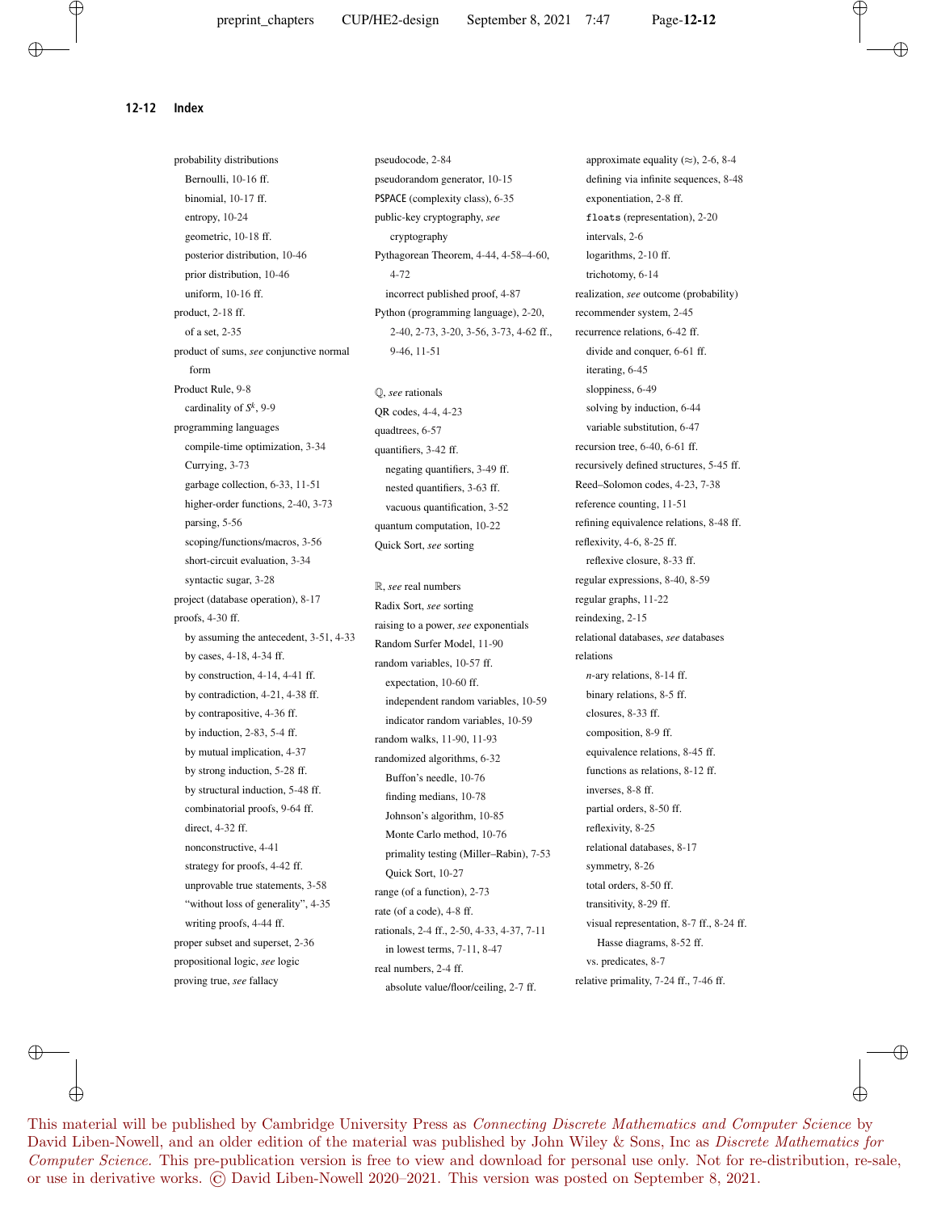probability distributions
- Bernoulli, 10-16 ff.
- binomial, 10-17 ff.
- entropy, 10-24
- geometric, 10-18 ff.
- posterior distribution, 10-46
- prior distribution, 10-46
- uniform, 10-16 ff.

product, 2-18 ff.
- of a set, 2-35

product of sums, *see* conjunctive normal form

Product Rule, 9-8
- cardinality of $S^k$, 9-9

programming languages
- compile-time optimization, 3-34
- Currying, 3-73
- garbage collection, 6-33, 11-51
- higher-order functions, 2-40, 3-73
- parsing, 5-56
- scoping/functions/macros, 3-56
- short-circuit evaluation, 3-34
- syntactic sugar, 3-28

project (database operation), 8-17

proofs, 4-30 ff.
- by assuming the antecedent, 3-51, 4-33
- by cases, 4-18, 4-34 ff.
- by construction, 4-14, 4-41 ff.
- by contradiction, 4-21, 4-38 ff.
- by contrapositive, 4-36 ff.
- by induction, 2-83, 5-4 ff.
- by mutual implication, 4-37
- by strong induction, 5-28 ff.
- by structural induction, 5-48 ff.
- combinatorial proofs, 9-64 ff.
- direct, 4-32 ff.
- nonconstructive, 4-41
- strategy for proofs, 4-42 ff.
- unprovable true statements, 3-58
- "without loss of generality", 4-35
- writing proofs, 4-44 ff.

proper subset and superset, 2-36

propositional logic, *see* logic

proving true, *see* fallacy

pseudocode, 2-84

pseudorandom generator, 10-15

PSPACE (complexity class), 6-35

public-key cryptography, *see* cryptography

Pythagorean Theorem, 4-44, 4-58–4-60, 4-72
- incorrect published proof, 4-87

Python (programming language), 2-20, 2-40, 2-73, 3-20, 3-56, 3-73, 4-62 ff., 9-46, 11-51

$\mathbb{Q}$, *see* rationals

QR codes, 4-4, 4-23

quadtrees, 6-57

quantifiers, 3-42 ff.
- negating quantifiers, 3-49 ff.
- nested quantifiers, 3-63 ff.
- vacuous quantification, 3-52

quantum computation, 10-22

Quick Sort, *see* sorting

$\mathbb{R}$, *see* real numbers

Radix Sort, *see* sorting

raising to a power, *see* exponentials

Random Surfer Model, 11-90

random variables, 10-57 ff.
- expectation, 10-60 ff.
- independent random variables, 10-59
- indicator random variables, 10-59

random walks, 11-90, 11-93

randomized algorithms, 6-32
- Buffon's needle, 10-76
- finding medians, 10-78
- Johnson's algorithm, 10-85
- Monte Carlo method, 10-76
- primality testing (Miller–Rabin), 7-53
- Quick Sort, 10-27

range (of a function), 2-73

rate (of a code), 4-8 ff.

rationals, 2-4 ff., 2-50, 4-33, 4-37, 7-11
- in lowest terms, 7-11, 8-47

real numbers, 2-4 ff.
- absolute value/floor/ceiling, 2-7 ff.
- approximate equality ($\approx$), 2-6, 8-4
- defining via infinite sequences, 8-48
- exponentiation, 2-8 ff.
- `floats` (representation), 2-20
- intervals, 2-6
- logarithms, 2-10 ff.
- trichotomy, 6-14

realization, *see* outcome (probability)

recommender system, 2-45

recurrence relations, 6-42 ff.
- divide and conquer, 6-61 ff.
- iterating, 6-45
- sloppiness, 6-49
- solving by induction, 6-44
- variable substitution, 6-47

recursion tree, 6-40, 6-61 ff.

recursively defined structures, 5-45 ff.

Reed–Solomon codes, 4-23, 7-38

reference counting, 11-51

refining equivalence relations, 8-48 ff.

reflexivity, 4-6, 8-25 ff.
- reflexive closure, 8-33 ff.

regular expressions, 8-40, 8-59

regular graphs, 11-22

reindexing, 2-15

relational databases, *see* databases

relations
- $n$-ary relations, 8-14 ff.
- binary relations, 8-5 ff.
- closures, 8-33 ff.
- composition, 8-9 ff.
- equivalence relations, 8-45 ff.
- functions as relations, 8-12 ff.
- inverses, 8-8 ff.
- partial orders, 8-50 ff.
- reflexivity, 8-25
- relational databases, 8-17
- symmetry, 8-26
- total orders, 8-50 ff.
- transitivity, 8-29 ff.
- visual representation, 8-7 ff., 8-24 ff.
  - Hasse diagrams, 8-52 ff.
- vs. predicates, 8-7

relative primality, 7-24 ff., 7-46 ff.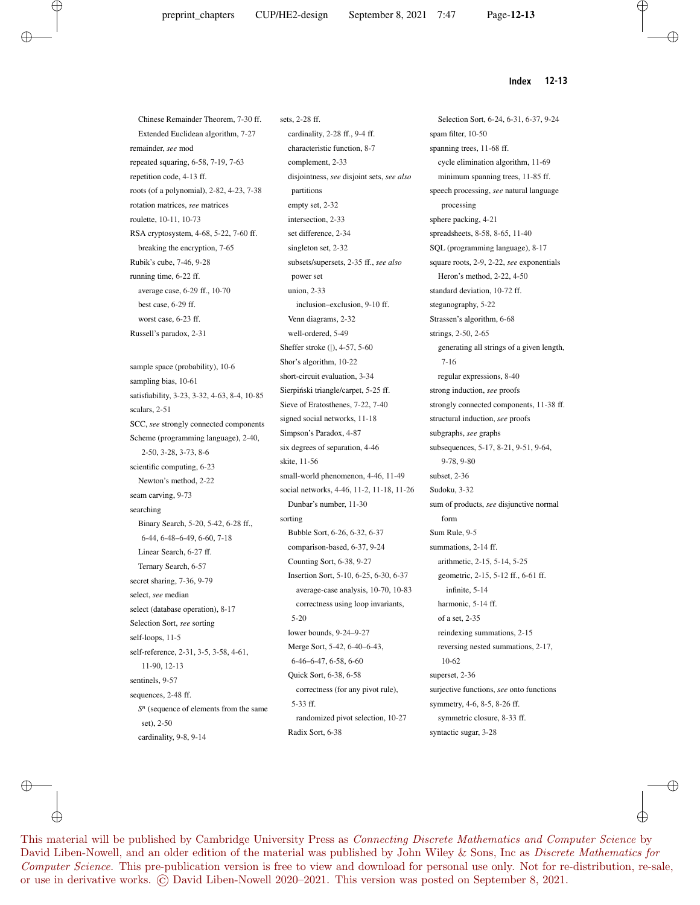Chinese Remainder Theorem, 7-30 ff.
Extended Euclidean algorithm, 7-27
remainder, *see* mod
repeated squaring, 6-58, 7-19, 7-63
repetition code, 4-13 ff.
roots (of a polynomial), 2-82, 4-23, 7-38
rotation matrices, *see* matrices
roulette, 10-11, 10-73
RSA cryptosystem, 4-68, 5-22, 7-60 ff.
breaking the encryption, 7-65
Rubik's cube, 7-46, 9-28
running time, 6-22 ff.
average case, 6-29 ff., 10-70
best case, 6-29 ff.
worst case, 6-23 ff.
Russell's paradox, 2-31

sample space (probability), 10-6
sampling bias, 10-61
satisfiability, 3-23, 3-32, 4-63, 8-4, 10-85
scalars, 2-51
SCC, *see* strongly connected components
Scheme (programming language), 2-40, 2-50, 3-28, 3-73, 8-6
scientific computing, 6-23
Newton's method, 2-22
seam carving, 9-73
searching
Binary Search, 5-20, 5-42, 6-28 ff., 6-44, 6-48–6-49, 6-60, 7-18
Linear Search, 6-27 ff.
Ternary Search, 6-57
secret sharing, 7-36, 9-79
select, *see* median
select (database operation), 8-17
Selection Sort, *see* sorting
self-loops, 11-5
self-reference, 2-31, 3-5, 3-58, 4-61, 11-90, 12-13
sentinels, 9-57
sequences, 2-48 ff.
$S^n$ (sequence of elements from the same set), 2-50
cardinality, 9-8, 9-14

sets, 2-28 ff.
cardinality, 2-28 ff., 9-4 ff.
characteristic function, 8-7
complement, 2-33
disjointness, *see* disjoint sets, *see also* partitions
empty set, 2-32
intersection, 2-33
set difference, 2-34
singleton set, 2-32
subsets/supersets, 2-35 ff., *see also* power set
union, 2-33
inclusion–exclusion, 9-10 ff.
Venn diagrams, 2-32
well-ordered, 5-49
Sheffer stroke (|), 4-57, 5-60
Shor's algorithm, 10-22
short-circuit evaluation, 3-34
Sierpiński triangle/carpet, 5-25 ff.
Sieve of Eratosthenes, 7-22, 7-40
signed social networks, 11-18
Simpson's Paradox, 4-87
six degrees of separation, 4-46
skite, 11-56
small-world phenomenon, 4-46, 11-49
social networks, 4-46, 11-2, 11-18, 11-26
Dunbar's number, 11-30
sorting
Bubble Sort, 6-26, 6-32, 6-37
comparison-based, 6-37, 9-24
Counting Sort, 6-38, 9-27
Insertion Sort, 5-10, 6-25, 6-30, 6-37
average-case analysis, 10-70, 10-83
correctness using loop invariants, 5-20
lower bounds, 9-24–9-27
Merge Sort, 5-42, 6-40–6-43, 6-46–6-47, 6-58, 6-60
Quick Sort, 6-38, 6-58
correctness (for any pivot rule), 5-33 ff.
randomized pivot selection, 10-27
Radix Sort, 6-38

Selection Sort, 6-24, 6-31, 6-37, 9-24
spam filter, 10-50
spanning trees, 11-68 ff.
cycle elimination algorithm, 11-69
minimum spanning trees, 11-85 ff.
speech processing, *see* natural language processing
sphere packing, 4-21
spreadsheets, 8-58, 8-65, 11-40
SQL (programming language), 8-17
square roots, 2-9, 2-22, *see* exponentials
Heron's method, 2-22, 4-50
standard deviation, 10-72 ff.
steganography, 5-22
Strassen's algorithm, 6-68
strings, 2-50, 2-65
generating all strings of a given length, 7-16
regular expressions, 8-40
strong induction, *see* proofs
strongly connected components, 11-38 ff.
structural induction, *see* proofs
subgraphs, *see* graphs
subsequences, 5-17, 8-21, 9-51, 9-64, 9-78, 9-80
subset, 2-36
Sudoku, 3-32
sum of products, *see* disjunctive normal form
Sum Rule, 9-5
summations, 2-14 ff.
arithmetic, 2-15, 5-14, 5-25
geometric, 2-15, 5-12 ff., 6-61 ff.
infinite, 5-14
harmonic, 5-14 ff.
of a set, 2-35
reindexing summations, 2-15
reversing nested summations, 2-17, 10-62
superset, 2-36
surjective functions, *see* onto functions
symmetry, 4-6, 8-5, 8-26 ff.
symmetric closure, 8-33 ff.
syntactic sugar, 3-28

This material will be published by Cambridge University Press as *Connecting Discrete Mathematics and Computer Science* by David Liben-Nowell, and an older edition of the material was published by John Wiley & Sons, Inc as *Discrete Mathematics for Computer Science*. This pre-publication version is free to view and download for personal use only. Not for re-distribution, re-sale, or use in derivative works. © David Liben-Nowell 2020–2021. This version was posted on September 8, 2021.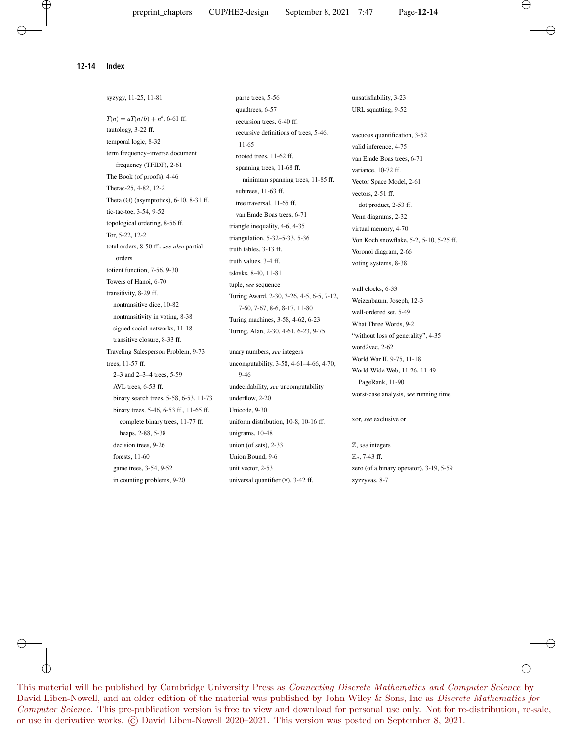syzygy, 11-25, 11-81

$T(n) = aT(n/b) + n^k$, 6-61 ff.
tautology, 3-22 ff.
temporal logic, 8-32
term frequency–inverse document frequency (TFIDF), 2-61
The Book (of proofs), 4-46
Therac-25, 4-82, 12-2
Theta ($\Theta$) (asymptotics), 6-10, 8-31 ff.
tic-tac-toe, 3-54, 9-52
topological ordering, 8-56 ff.
Tor, 5-22, 12-2
total orders, 8-50 ff., *see also* partial orders
totient function, 7-56, 9-30
Towers of Hanoi, 6-70
transitivity, 8-29 ff.
  nontransitive dice, 10-82
  nontransitivity in voting, 8-38
  signed social networks, 11-18
  transitive closure, 8-33 ff.
Traveling Salesperson Problem, 9-73
trees, 11-57 ff.
  2–3 and 2–3–4 trees, 5-59
  AVL trees, 6-53 ff.
  binary search trees, 5-58, 6-53, 11-73
  binary trees, 5-46, 6-53 ff., 11-65 ff.
    complete binary trees, 11-77 ff.
    heaps, 2-88, 5-38
  decision trees, 9-26
  forests, 11-60
  game trees, 3-54, 9-52
  in counting problems, 9-20
  parse trees, 5-56
  quadtrees, 6-57
  recursion trees, 6-40 ff.
  recursive definitions of trees, 5-46, 11-65
  rooted trees, 11-62 ff.
  spanning trees, 11-68 ff.
    minimum spanning trees, 11-85 ff.
  subtrees, 11-63 ff.
  tree traversal, 11-65 ff.
  van Emde Boas trees, 6-71
triangle inequality, 4-6, 4-35
triangulation, 5-32–5-33, 5-36
truth tables, 3-13 ff.
truth values, 3-4 ff.
tsktsks, 8-40, 11-81
tuple, *see* sequence
Turing Award, 2-30, 3-26, 4-5, 6-5, 7-12, 7-60, 7-67, 8-6, 8-17, 11-80
Turing machines, 3-58, 4-62, 6-23
Turing, Alan, 2-30, 4-61, 6-23, 9-75

unary numbers, *see* integers
uncomputability, 3-58, 4-61–4-66, 4-70, 9-46
undecidability, *see* uncomputability
underflow, 2-20
Unicode, 9-30
uniform distribution, 10-8, 10-16 ff.
unigrams, 10-48
union (of sets), 2-33
Union Bound, 9-6
unit vector, 2-53
universal quantifier ($\forall$), 3-42 ff.
unsatisfiability, 3-23
URL squatting, 9-52

vacuous quantification, 3-52
valid inference, 4-75
van Emde Boas trees, 6-71
variance, 10-72 ff.
Vector Space Model, 2-61
vectors, 2-51 ff.
  dot product, 2-53 ff.
Venn diagrams, 2-32
virtual memory, 4-70
Von Koch snowflake, 5-2, 5-10, 5-25 ff.
Voronoi diagram, 2-66
voting systems, 8-38

wall clocks, 6-33
Weizenbaum, Joseph, 12-3
well-ordered set, 5-49
What Three Words, 9-2
"without loss of generality", 4-35
word2vec, 2-62
World War II, 9-75, 11-18
World-Wide Web, 11-26, 11-49
  PageRank, 11-90
worst-case analysis, *see* running time

xor, *see* exclusive or

$\mathbb{Z}$, *see* integers
$\mathbb{Z}_n$, 7-43 ff.
zero (of a binary operator), 3-19, 5-59
zyzzyvas, 8-7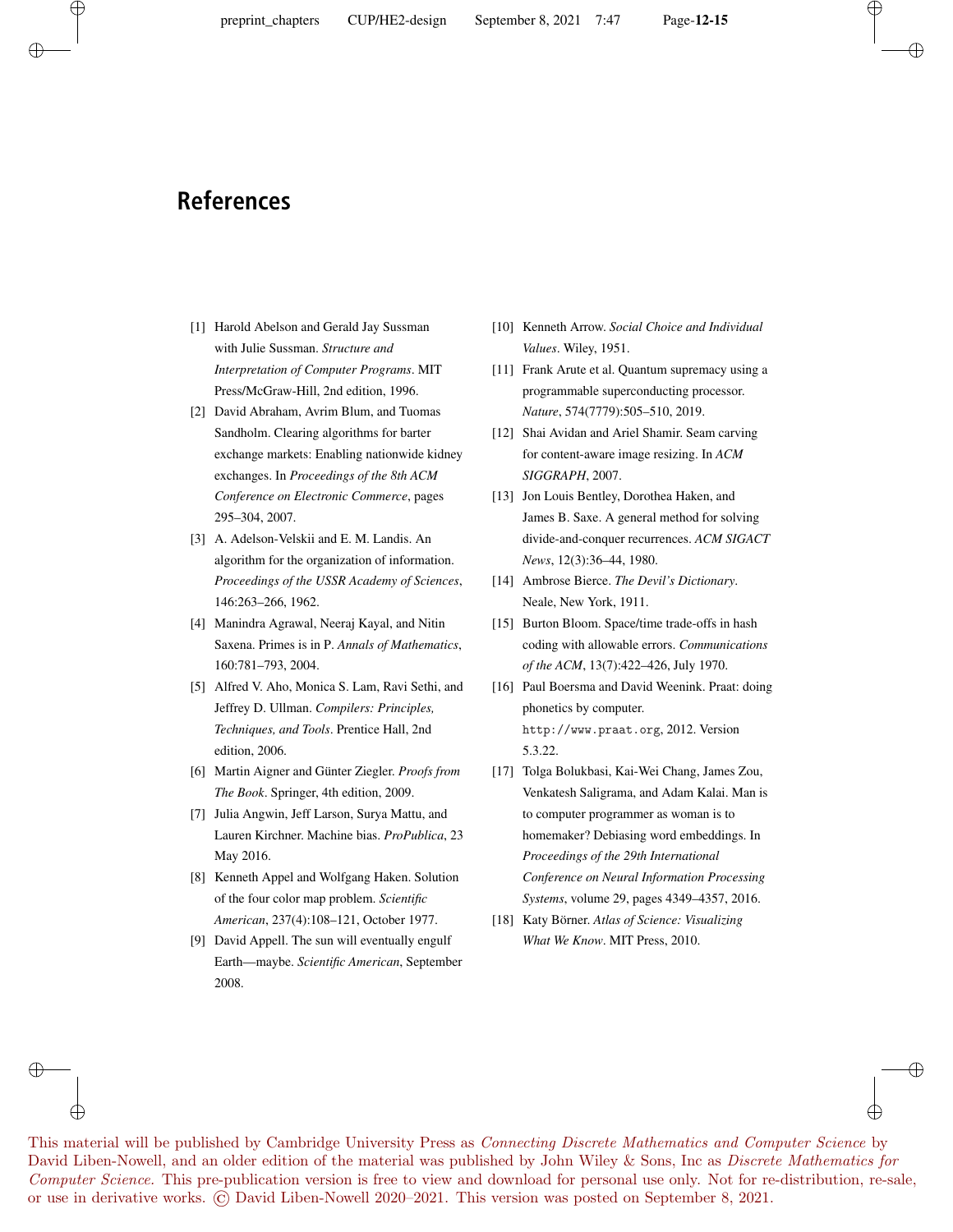# References

[1] Harold Abelson and Gerald Jay Sussman with Julie Sussman. *Structure and Interpretation of Computer Programs*. MIT Press/McGraw-Hill, 2nd edition, 1996.

[2] David Abraham, Avrim Blum, and Tuomas Sandholm. Clearing algorithms for barter exchange markets: Enabling nationwide kidney exchanges. In *Proceedings of the 8th ACM Conference on Electronic Commerce*, pages 295–304, 2007.

[3] A. Adelson-Velskii and E. M. Landis. An algorithm for the organization of information. *Proceedings of the USSR Academy of Sciences*, 146:263–266, 1962.

[4] Manindra Agrawal, Neeraj Kayal, and Nitin Saxena. Primes is in P. *Annals of Mathematics*, 160:781–793, 2004.

[5] Alfred V. Aho, Monica S. Lam, Ravi Sethi, and Jeffrey D. Ullman. *Compilers: Principles, Techniques, and Tools*. Prentice Hall, 2nd edition, 2006.

[6] Martin Aigner and Günter Ziegler. *Proofs from The Book*. Springer, 4th edition, 2009.

[7] Julia Angwin, Jeff Larson, Surya Mattu, and Lauren Kirchner. Machine bias. *ProPublica*, 23 May 2016.

[8] Kenneth Appel and Wolfgang Haken. Solution of the four color map problem. *Scientific American*, 237(4):108–121, October 1977.

[9] David Appell. The sun will eventually engulf Earth—maybe. *Scientific American*, September 2008.

[10] Kenneth Arrow. *Social Choice and Individual Values*. Wiley, 1951.

[11] Frank Arute et al. Quantum supremacy using a programmable superconducting processor. *Nature*, 574(7779):505–510, 2019.

[12] Shai Avidan and Ariel Shamir. Seam carving for content-aware image resizing. In *ACM SIGGRAPH*, 2007.

[13] Jon Louis Bentley, Dorothea Haken, and James B. Saxe. A general method for solving divide-and-conquer recurrences. *ACM SIGACT News*, 12(3):36–44, 1980.

[14] Ambrose Bierce. *The Devil's Dictionary*. Neale, New York, 1911.

[15] Burton Bloom. Space/time trade-offs in hash coding with allowable errors. *Communications of the ACM*, 13(7):422–426, July 1970.

[16] Paul Boersma and David Weenink. Praat: doing phonetics by computer. `http://www.praat.org`, 2012. Version 5.3.22.

[17] Tolga Bolukbasi, Kai-Wei Chang, James Zou, Venkatesh Saligrama, and Adam Kalai. Man is to computer programmer as woman is to homemaker? Debiasing word embeddings. In *Proceedings of the 29th International Conference on Neural Information Processing Systems*, volume 29, pages 4349–4357, 2016.

[18] Katy Börner. *Atlas of Science: Visualizing What We Know*. MIT Press, 2010.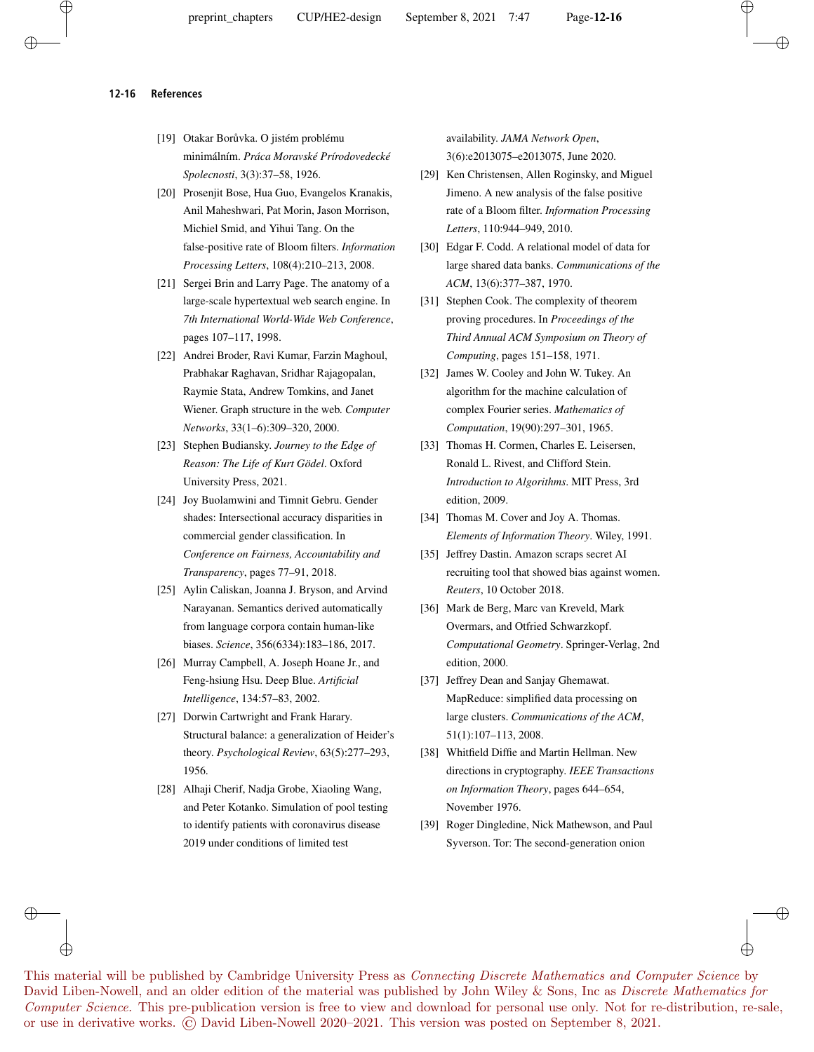[19] Otakar Borůvka. O jistém problému minimálním. *Práca Moravské Prírodovedecké Spolecnosti*, 3(3):37–58, 1926.

[20] Prosenjit Bose, Hua Guo, Evangelos Kranakis, Anil Maheshwari, Pat Morin, Jason Morrison, Michiel Smid, and Yihui Tang. On the false-positive rate of Bloom filters. *Information Processing Letters*, 108(4):210–213, 2008.

[21] Sergei Brin and Larry Page. The anatomy of a large-scale hypertextual web search engine. In *7th International World-Wide Web Conference*, pages 107–117, 1998.

[22] Andrei Broder, Ravi Kumar, Farzin Maghoul, Prabhakar Raghavan, Sridhar Rajagopalan, Raymie Stata, Andrew Tomkins, and Janet Wiener. Graph structure in the web. *Computer Networks*, 33(1–6):309–320, 2000.

[23] Stephen Budiansky. *Journey to the Edge of Reason: The Life of Kurt Gödel*. Oxford University Press, 2021.

[24] Joy Buolamwini and Timnit Gebru. Gender shades: Intersectional accuracy disparities in commercial gender classification. In *Conference on Fairness, Accountability and Transparency*, pages 77–91, 2018.

[25] Aylin Caliskan, Joanna J. Bryson, and Arvind Narayanan. Semantics derived automatically from language corpora contain human-like biases. *Science*, 356(6334):183–186, 2017.

[26] Murray Campbell, A. Joseph Hoane Jr., and Feng-hsiung Hsu. Deep Blue. *Artificial Intelligence*, 134:57–83, 2002.

[27] Dorwin Cartwright and Frank Harary. Structural balance: a generalization of Heider's theory. *Psychological Review*, 63(5):277–293, 1956.

[28] Alhaji Cherif, Nadja Grobe, Xiaoling Wang, and Peter Kotanko. Simulation of pool testing to identify patients with coronavirus disease 2019 under conditions of limited test availability. *JAMA Network Open*, 3(6):e2013075–e2013075, June 2020.

[29] Ken Christensen, Allen Roginsky, and Miguel Jimeno. A new analysis of the false positive rate of a Bloom filter. *Information Processing Letters*, 110:944–949, 2010.

[30] Edgar F. Codd. A relational model of data for large shared data banks. *Communications of the ACM*, 13(6):377–387, 1970.

[31] Stephen Cook. The complexity of theorem proving procedures. In *Proceedings of the Third Annual ACM Symposium on Theory of Computing*, pages 151–158, 1971.

[32] James W. Cooley and John W. Tukey. An algorithm for the machine calculation of complex Fourier series. *Mathematics of Computation*, 19(90):297–301, 1965.

[33] Thomas H. Cormen, Charles E. Leisersen, Ronald L. Rivest, and Clifford Stein. *Introduction to Algorithms*. MIT Press, 3rd edition, 2009.

[34] Thomas M. Cover and Joy A. Thomas. *Elements of Information Theory*. Wiley, 1991.

[35] Jeffrey Dastin. Amazon scraps secret AI recruiting tool that showed bias against women. *Reuters*, 10 October 2018.

[36] Mark de Berg, Marc van Kreveld, Mark Overmars, and Otfried Schwarzkopf. *Computational Geometry*. Springer-Verlag, 2nd edition, 2000.

[37] Jeffrey Dean and Sanjay Ghemawat. MapReduce: simplified data processing on large clusters. *Communications of the ACM*, 51(1):107–113, 2008.

[38] Whitfield Diffie and Martin Hellman. New directions in cryptography. *IEEE Transactions on Information Theory*, pages 644–654, November 1976.

[39] Roger Dingledine, Nick Mathewson, and Paul Syverson. Tor: The second-generation onion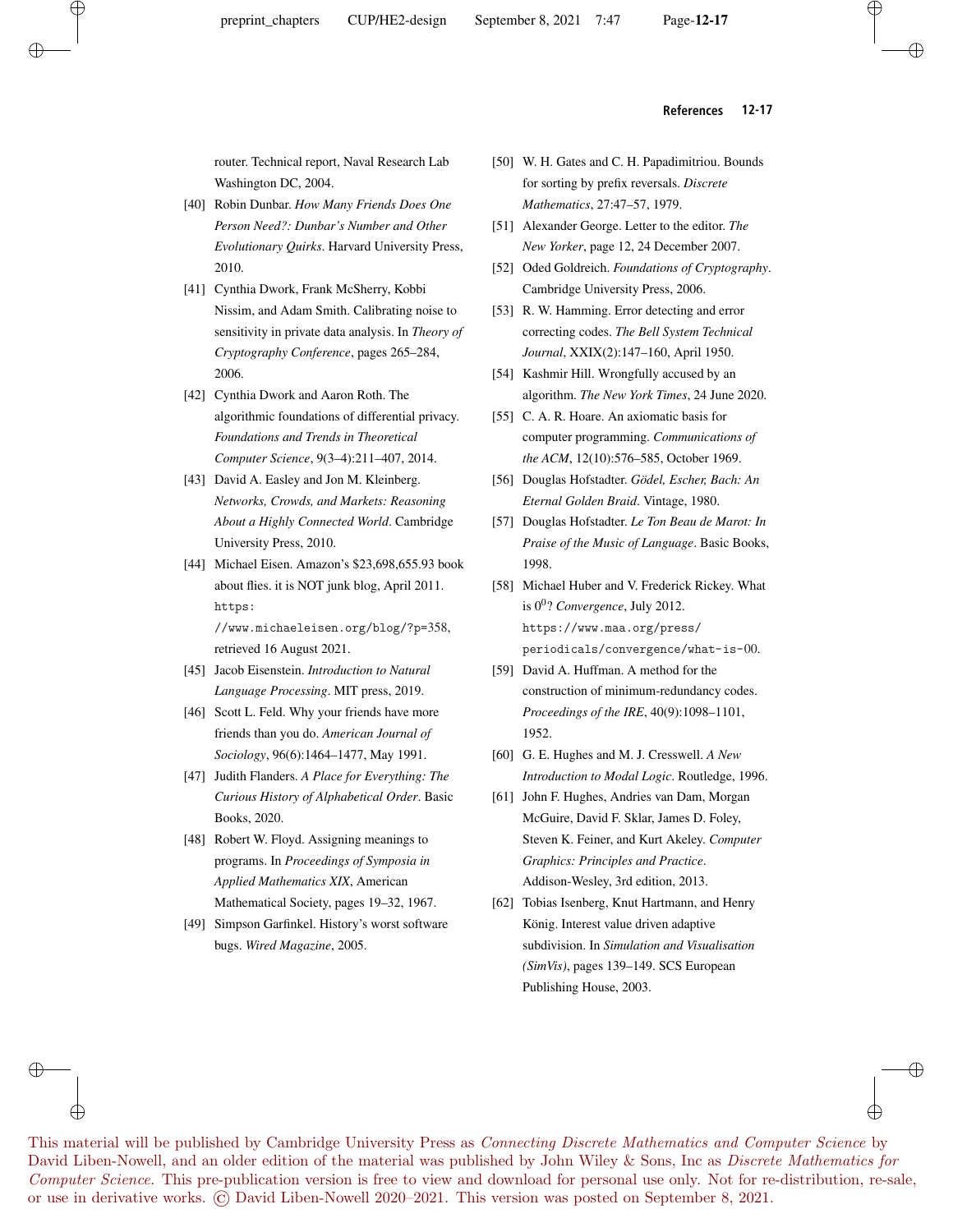router. Technical report, Naval Research Lab Washington DC, 2004.

[40] Robin Dunbar. *How Many Friends Does One Person Need?: Dunbar's Number and Other Evolutionary Quirks*. Harvard University Press, 2010.

[41] Cynthia Dwork, Frank McSherry, Kobbi Nissim, and Adam Smith. Calibrating noise to sensitivity in private data analysis. In *Theory of Cryptography Conference*, pages 265–284, 2006.

[42] Cynthia Dwork and Aaron Roth. The algorithmic foundations of differential privacy. *Foundations and Trends in Theoretical Computer Science*, 9(3–4):211–407, 2014.

[43] David A. Easley and Jon M. Kleinberg. *Networks, Crowds, and Markets: Reasoning About a Highly Connected World*. Cambridge University Press, 2010.

[44] Michael Eisen. Amazon's $23,698,655.93 book about flies. it is NOT junk blog, April 2011. `https://www.michaeleisen.org/blog/?p=358`, retrieved 16 August 2021.

[45] Jacob Eisenstein. *Introduction to Natural Language Processing*. MIT press, 2019.

[46] Scott L. Feld. Why your friends have more friends than you do. *American Journal of Sociology*, 96(6):1464–1477, May 1991.

[47] Judith Flanders. *A Place for Everything: The Curious History of Alphabetical Order*. Basic Books, 2020.

[48] Robert W. Floyd. Assigning meanings to programs. In *Proceedings of Symposia in Applied Mathematics XIX*, American Mathematical Society, pages 19–32, 1967.

[49] Simpson Garfinkel. History's worst software bugs. *Wired Magazine*, 2005.

[50] W. H. Gates and C. H. Papadimitriou. Bounds for sorting by prefix reversals. *Discrete Mathematics*, 27:47–57, 1979.

[51] Alexander George. Letter to the editor. *The New Yorker*, page 12, 24 December 2007.

[52] Oded Goldreich. *Foundations of Cryptography*. Cambridge University Press, 2006.

[53] R. W. Hamming. Error detecting and error correcting codes. *The Bell System Technical Journal*, XXIX(2):147–160, April 1950.

[54] Kashmir Hill. Wrongfully accused by an algorithm. *The New York Times*, 24 June 2020.

[55] C. A. R. Hoare. An axiomatic basis for computer programming. *Communications of the ACM*, 12(10):576–585, October 1969.

[56] Douglas Hofstadter. *Gödel, Escher, Bach: An Eternal Golden Braid*. Vintage, 1980.

[57] Douglas Hofstadter. *Le Ton Beau de Marot: In Praise of the Music of Language*. Basic Books, 1998.

[58] Michael Huber and V. Frederick Rickey. What is $0^0$? *Convergence*, July 2012. `https://www.maa.org/press/periodicals/convergence/what-is-00`.

[59] David A. Huffman. A method for the construction of minimum-redundancy codes. *Proceedings of the IRE*, 40(9):1098–1101, 1952.

[60] G. E. Hughes and M. J. Cresswell. *A New Introduction to Modal Logic*. Routledge, 1996.

[61] John F. Hughes, Andries van Dam, Morgan McGuire, David F. Sklar, James D. Foley, Steven K. Feiner, and Kurt Akeley. *Computer Graphics: Principles and Practice*. Addison-Wesley, 3rd edition, 2013.

[62] Tobias Isenberg, Knut Hartmann, and Henry König. Interest value driven adaptive subdivision. In *Simulation and Visualisation (SimVis)*, pages 139–149. SCS European Publishing House, 2003.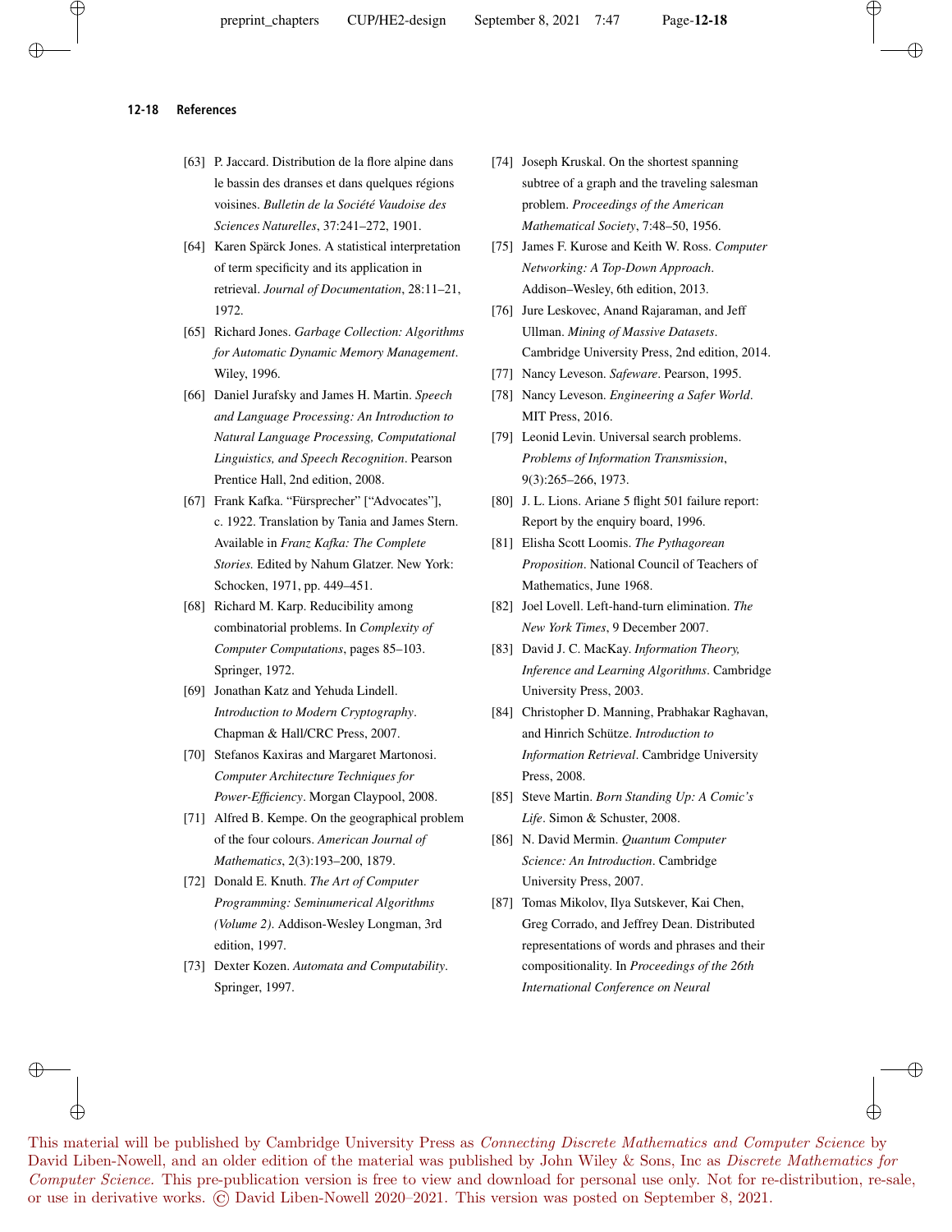[63] P. Jaccard. Distribution de la flore alpine dans le bassin des dranses et dans quelques régions voisines. *Bulletin de la Société Vaudoise des Sciences Naturelles*, 37:241–272, 1901.

[64] Karen Spärck Jones. A statistical interpretation of term specificity and its application in retrieval. *Journal of Documentation*, 28:11–21, 1972.

[65] Richard Jones. *Garbage Collection: Algorithms for Automatic Dynamic Memory Management*. Wiley, 1996.

[66] Daniel Jurafsky and James H. Martin. *Speech and Language Processing: An Introduction to Natural Language Processing, Computational Linguistics, and Speech Recognition*. Pearson Prentice Hall, 2nd edition, 2008.

[67] Frank Kafka. "Fürsprecher" ["Advocates"], c. 1922. Translation by Tania and James Stern. Available in *Franz Kafka: The Complete Stories.* Edited by Nahum Glatzer. New York: Schocken, 1971, pp. 449–451.

[68] Richard M. Karp. Reducibility among combinatorial problems. In *Complexity of Computer Computations*, pages 85–103. Springer, 1972.

[69] Jonathan Katz and Yehuda Lindell. *Introduction to Modern Cryptography*. Chapman & Hall/CRC Press, 2007.

[70] Stefanos Kaxiras and Margaret Martonosi. *Computer Architecture Techniques for Power-Efficiency*. Morgan Claypool, 2008.

[71] Alfred B. Kempe. On the geographical problem of the four colours. *American Journal of Mathematics*, 2(3):193–200, 1879.

[72] Donald E. Knuth. *The Art of Computer Programming: Seminumerical Algorithms (Volume 2)*. Addison-Wesley Longman, 3rd edition, 1997.

[73] Dexter Kozen. *Automata and Computability*. Springer, 1997.

[74] Joseph Kruskal. On the shortest spanning subtree of a graph and the traveling salesman problem. *Proceedings of the American Mathematical Society*, 7:48–50, 1956.

[75] James F. Kurose and Keith W. Ross. *Computer Networking: A Top-Down Approach*. Addison–Wesley, 6th edition, 2013.

[76] Jure Leskovec, Anand Rajaraman, and Jeff Ullman. *Mining of Massive Datasets*. Cambridge University Press, 2nd edition, 2014.

[77] Nancy Leveson. *Safeware*. Pearson, 1995.

[78] Nancy Leveson. *Engineering a Safer World*. MIT Press, 2016.

[79] Leonid Levin. Universal search problems. *Problems of Information Transmission*, 9(3):265–266, 1973.

[80] J. L. Lions. Ariane 5 flight 501 failure report: Report by the enquiry board, 1996.

[81] Elisha Scott Loomis. *The Pythagorean Proposition*. National Council of Teachers of Mathematics, June 1968.

[82] Joel Lovell. Left-hand-turn elimination. *The New York Times*, 9 December 2007.

[83] David J. C. MacKay. *Information Theory, Inference and Learning Algorithms*. Cambridge University Press, 2003.

[84] Christopher D. Manning, Prabhakar Raghavan, and Hinrich Schütze. *Introduction to Information Retrieval*. Cambridge University Press, 2008.

[85] Steve Martin. *Born Standing Up: A Comic's Life*. Simon & Schuster, 2008.

[86] N. David Mermin. *Quantum Computer Science: An Introduction*. Cambridge University Press, 2007.

[87] Tomas Mikolov, Ilya Sutskever, Kai Chen, Greg Corrado, and Jeffrey Dean. Distributed representations of words and phrases and their compositionality. In *Proceedings of the 26th International Conference on Neural*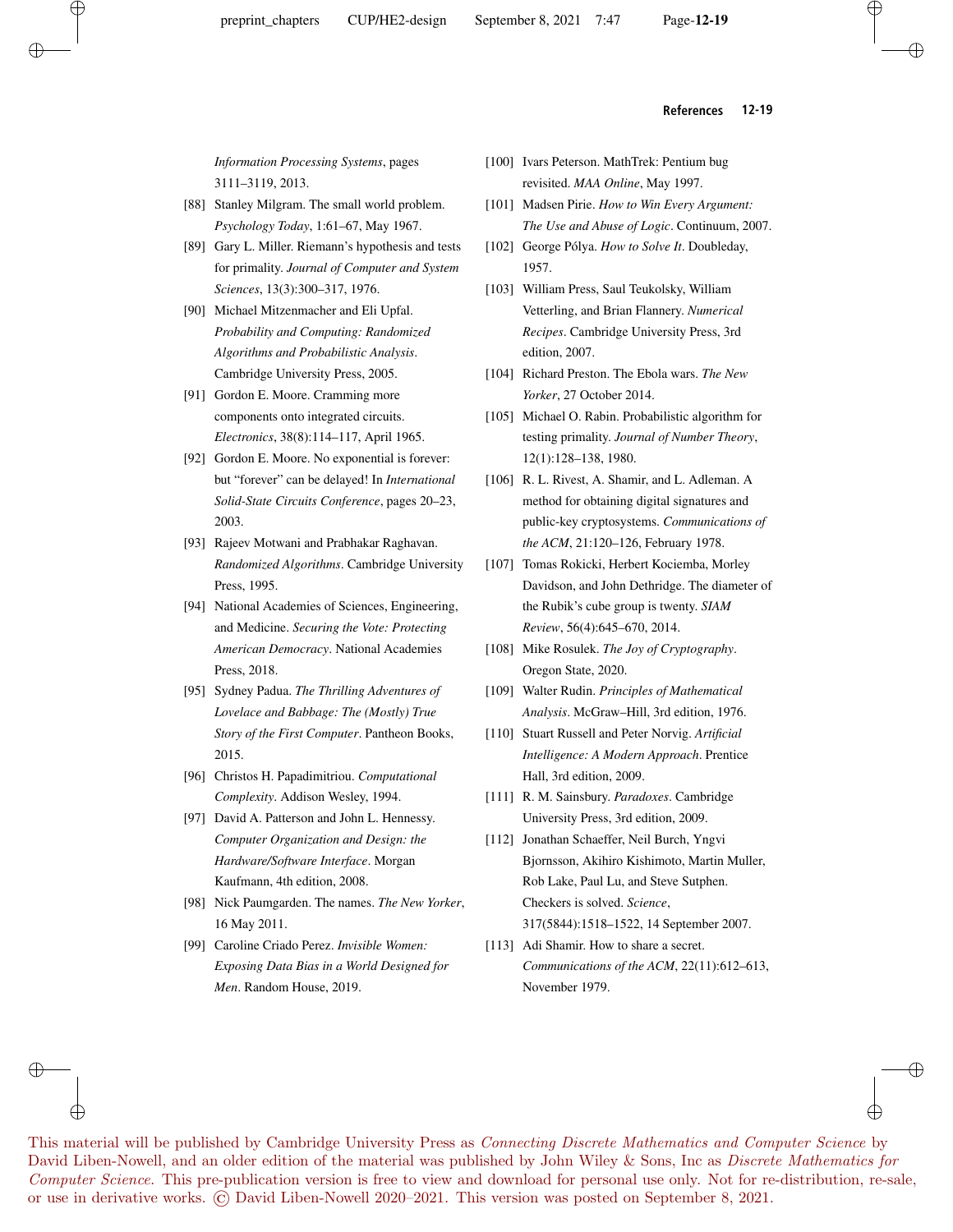*Information Processing Systems*, pages 3111–3119, 2013.

[88] Stanley Milgram. The small world problem. *Psychology Today*, 1:61–67, May 1967.

[89] Gary L. Miller. Riemann's hypothesis and tests for primality. *Journal of Computer and System Sciences*, 13(3):300–317, 1976.

[90] Michael Mitzenmacher and Eli Upfal. *Probability and Computing: Randomized Algorithms and Probabilistic Analysis*. Cambridge University Press, 2005.

[91] Gordon E. Moore. Cramming more components onto integrated circuits. *Electronics*, 38(8):114–117, April 1965.

[92] Gordon E. Moore. No exponential is forever: but "forever" can be delayed! In *International Solid-State Circuits Conference*, pages 20–23, 2003.

[93] Rajeev Motwani and Prabhakar Raghavan. *Randomized Algorithms*. Cambridge University Press, 1995.

[94] National Academies of Sciences, Engineering, and Medicine. *Securing the Vote: Protecting American Democracy*. National Academies Press, 2018.

[95] Sydney Padua. *The Thrilling Adventures of Lovelace and Babbage: The (Mostly) True Story of the First Computer*. Pantheon Books, 2015.

[96] Christos H. Papadimitriou. *Computational Complexity*. Addison Wesley, 1994.

[97] David A. Patterson and John L. Hennessy. *Computer Organization and Design: the Hardware/Software Interface*. Morgan Kaufmann, 4th edition, 2008.

[98] Nick Paumgarden. The names. *The New Yorker*, 16 May 2011.

[99] Caroline Criado Perez. *Invisible Women: Exposing Data Bias in a World Designed for Men*. Random House, 2019.

[100] Ivars Peterson. MathTrek: Pentium bug revisited. *MAA Online*, May 1997.

[101] Madsen Pirie. *How to Win Every Argument: The Use and Abuse of Logic*. Continuum, 2007.

[102] George Pólya. *How to Solve It*. Doubleday, 1957.

[103] William Press, Saul Teukolsky, William Vetterling, and Brian Flannery. *Numerical Recipes*. Cambridge University Press, 3rd edition, 2007.

[104] Richard Preston. The Ebola wars. *The New Yorker*, 27 October 2014.

[105] Michael O. Rabin. Probabilistic algorithm for testing primality. *Journal of Number Theory*, 12(1):128–138, 1980.

[106] R. L. Rivest, A. Shamir, and L. Adleman. A method for obtaining digital signatures and public-key cryptosystems. *Communications of the ACM*, 21:120–126, February 1978.

[107] Tomas Rokicki, Herbert Kociemba, Morley Davidson, and John Dethridge. The diameter of the Rubik's cube group is twenty. *SIAM Review*, 56(4):645–670, 2014.

[108] Mike Rosulek. *The Joy of Cryptography*. Oregon State, 2020.

[109] Walter Rudin. *Principles of Mathematical Analysis*. McGraw–Hill, 3rd edition, 1976.

[110] Stuart Russell and Peter Norvig. *Artificial Intelligence: A Modern Approach*. Prentice Hall, 3rd edition, 2009.

[111] R. M. Sainsbury. *Paradoxes*. Cambridge University Press, 3rd edition, 2009.

[112] Jonathan Schaeffer, Neil Burch, Yngvi Bjornsson, Akihiro Kishimoto, Martin Muller, Rob Lake, Paul Lu, and Steve Sutphen. Checkers is solved. *Science*, 317(5844):1518–1522, 14 September 2007.

[113] Adi Shamir. How to share a secret. *Communications of the ACM*, 22(11):612–613, November 1979.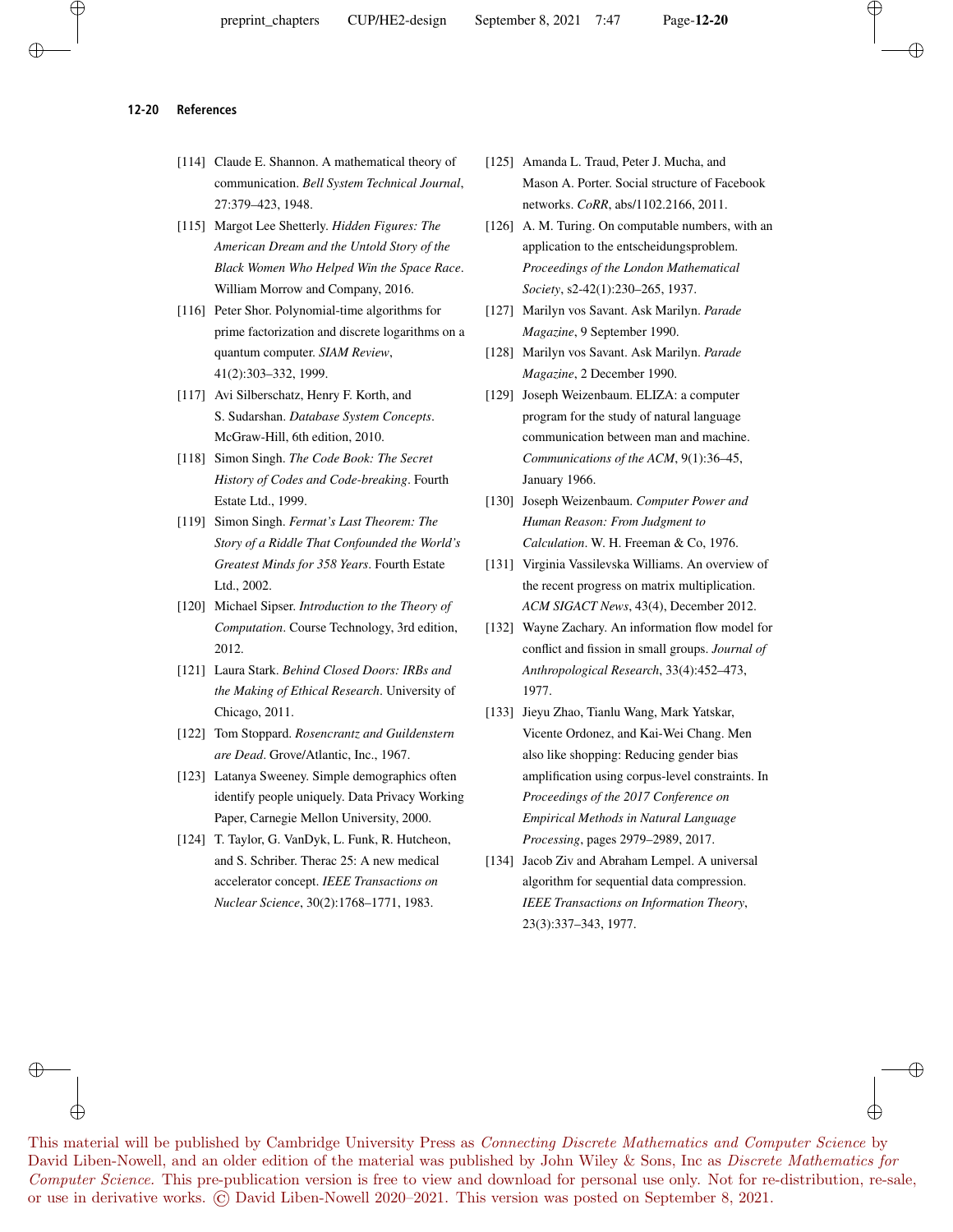[114] Claude E. Shannon. A mathematical theory of communication. *Bell System Technical Journal*, 27:379–423, 1948.

[115] Margot Lee Shetterly. *Hidden Figures: The American Dream and the Untold Story of the Black Women Who Helped Win the Space Race*. William Morrow and Company, 2016.

[116] Peter Shor. Polynomial-time algorithms for prime factorization and discrete logarithms on a quantum computer. *SIAM Review*, 41(2):303–332, 1999.

[117] Avi Silberschatz, Henry F. Korth, and S. Sudarshan. *Database System Concepts*. McGraw-Hill, 6th edition, 2010.

[118] Simon Singh. *The Code Book: The Secret History of Codes and Code-breaking*. Fourth Estate Ltd., 1999.

[119] Simon Singh. *Fermat's Last Theorem: The Story of a Riddle That Confounded the World's Greatest Minds for 358 Years*. Fourth Estate Ltd., 2002.

[120] Michael Sipser. *Introduction to the Theory of Computation*. Course Technology, 3rd edition, 2012.

[121] Laura Stark. *Behind Closed Doors: IRBs and the Making of Ethical Research*. University of Chicago, 2011.

[122] Tom Stoppard. *Rosencrantz and Guildenstern are Dead*. Grove/Atlantic, Inc., 1967.

[123] Latanya Sweeney. Simple demographics often identify people uniquely. Data Privacy Working Paper, Carnegie Mellon University, 2000.

[124] T. Taylor, G. VanDyk, L. Funk, R. Hutcheon, and S. Schriber. Therac 25: A new medical accelerator concept. *IEEE Transactions on Nuclear Science*, 30(2):1768–1771, 1983.

[125] Amanda L. Traud, Peter J. Mucha, and Mason A. Porter. Social structure of Facebook networks. *CoRR*, abs/1102.2166, 2011.

[126] A. M. Turing. On computable numbers, with an application to the entscheidungsproblem. *Proceedings of the London Mathematical Society*, s2-42(1):230–265, 1937.

[127] Marilyn vos Savant. Ask Marilyn. *Parade Magazine*, 9 September 1990.

[128] Marilyn vos Savant. Ask Marilyn. *Parade Magazine*, 2 December 1990.

[129] Joseph Weizenbaum. ELIZA: a computer program for the study of natural language communication between man and machine. *Communications of the ACM*, 9(1):36–45, January 1966.

[130] Joseph Weizenbaum. *Computer Power and Human Reason: From Judgment to Calculation*. W. H. Freeman & Co, 1976.

[131] Virginia Vassilevska Williams. An overview of the recent progress on matrix multiplication. *ACM SIGACT News*, 43(4), December 2012.

[132] Wayne Zachary. An information flow model for conflict and fission in small groups. *Journal of Anthropological Research*, 33(4):452–473, 1977.

[133] Jieyu Zhao, Tianlu Wang, Mark Yatskar, Vicente Ordonez, and Kai-Wei Chang. Men also like shopping: Reducing gender bias amplification using corpus-level constraints. In *Proceedings of the 2017 Conference on Empirical Methods in Natural Language Processing*, pages 2979–2989, 2017.

[134] Jacob Ziv and Abraham Lempel. A universal algorithm for sequential data compression. *IEEE Transactions on Information Theory*, 23(3):337–343, 1977.